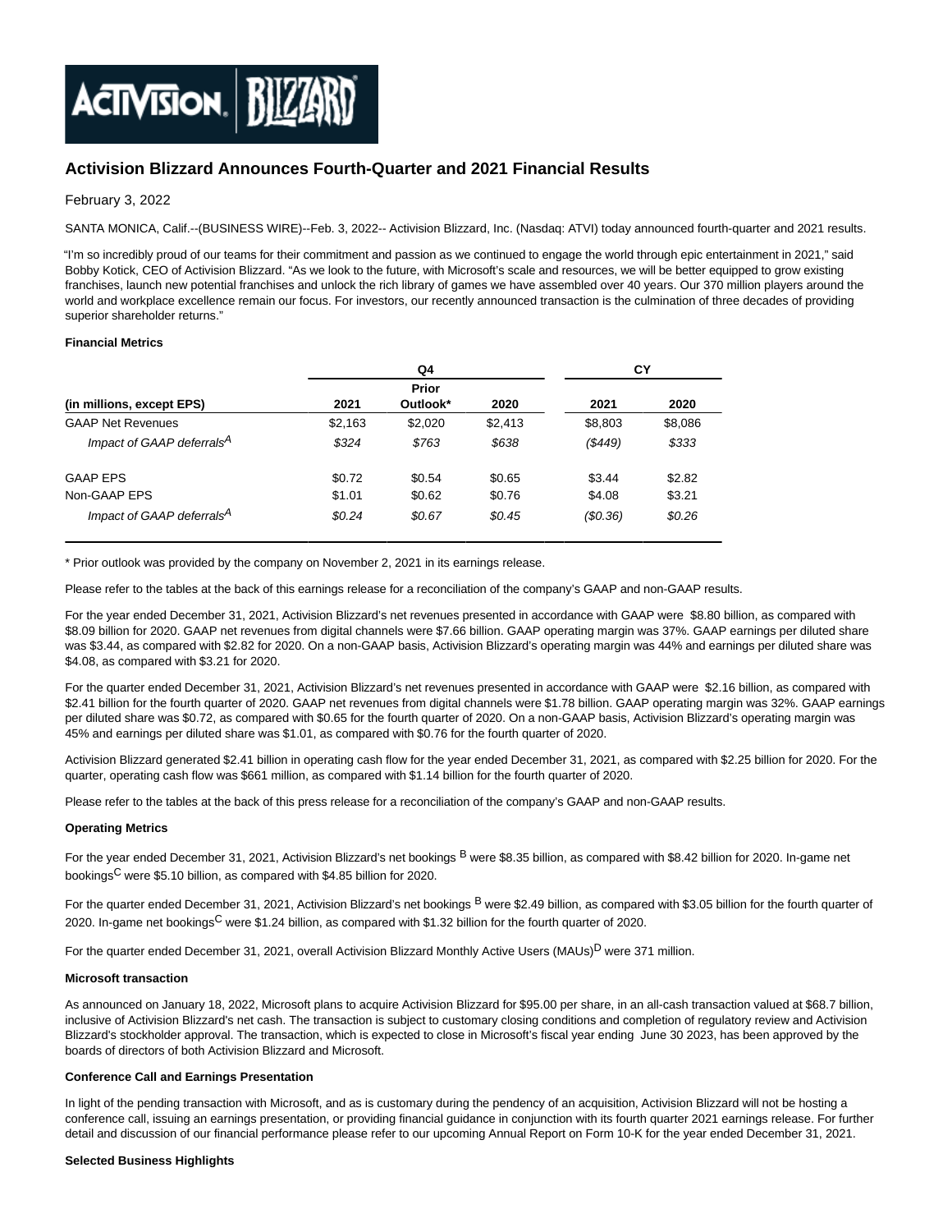# Activision Blizzard Announces Fourth-Quarter and 2021 Financial Results

February 3, 2022

SANTA MONICA, Calif.--(BUSINESS WIRE)--Feb. 3, 2022-- Activision Blizzard, Inc. (Nasdaq: ATVI) today announced fourth-quarter and 2021 results.

"I'm so incredibly proud of our teams for their commitment and passion as we continued to engage the world through epic entertainment in 2021," said Bobby Kotick, CEO of Activision Blizzard. "As we look to the future, with Microsoft's scale and resources, we will be better equipped to grow existing franchises, launch new potential franchises and unlock the rich library of games we have assembled over 40 years. Our 370 million players around the world and workplace excellence remain our focus. For investors, our recently announced transaction is the culmination of three decades of providing superior shareholder returns."

**Financial Metrics**

| | Q4 | | | CY | |
|---|---|---|---|---|---|
| (in millions, except EPS) | 2021 | Prior Outlook* | 2020 | 2021 | 2020 |
| GAAP Net Revenues | $2,163 | $2,020 | $2,413 | $8,803 | $8,086 |
| *Impact of GAAP deferrals[A]* | *$324* | *$763* | *$638* | *($449)* | *$333* |
| GAAP EPS | $0.72 | $0.54 | $0.65 | $3.44 | $2.82 |
| Non-GAAP EPS | $1.01 | $0.62 | $0.76 | $4.08 | $3.21 |
| *Impact of GAAP deferrals[A]* | *$0.24* | *$0.67* | *$0.45* | *($0.36)* | *$0.26* |

\* Prior outlook was provided by the company on November 2, 2021 in its earnings release.

Please refer to the tables at the back of this earnings release for a reconciliation of the company's GAAP and non-GAAP results.

For the year ended December 31, 2021, Activision Blizzard's net revenues presented in accordance with GAAP were $8.80 billion, as compared with $8.09 billion for 2020. GAAP net revenues from digital channels were $7.66 billion. GAAP operating margin was 37%. GAAP earnings per diluted share was $3.44, as compared with $2.82 for 2020. On a non-GAAP basis, Activision Blizzard's operating margin was 44% and earnings per diluted share was $4.08, as compared with $3.21 for 2020.

For the quarter ended December 31, 2021, Activision Blizzard's net revenues presented in accordance with GAAP were $2.16 billion, as compared with $2.41 billion for the fourth quarter of 2020. GAAP net revenues from digital channels were $1.78 billion. GAAP operating margin was 32%. GAAP earnings per diluted share was $0.72, as compared with $0.65 for the fourth quarter of 2020. On a non-GAAP basis, Activision Blizzard's operating margin was 45% and earnings per diluted share was $1.01, as compared with $0.76 for the fourth quarter of 2020.

Activision Blizzard generated $2.41 billion in operating cash flow for the year ended December 31, 2021, as compared with $2.25 billion for 2020. For the quarter, operating cash flow was $661 million, as compared with $1.14 billion for the fourth quarter of 2020.

Please refer to the tables at the back of this press release for a reconciliation of the company's GAAP and non-GAAP results.

**Operating Metrics**

For the year ended December 31, 2021, Activision Blizzard's net bookings [B] were $8.35 billion, as compared with $8.42 billion for 2020. In-game net bookings[C] were $5.10 billion, as compared with $4.85 billion for 2020.

For the quarter ended December 31, 2021, Activision Blizzard's net bookings [B] were $2.49 billion, as compared with $3.05 billion for the fourth quarter of 2020. In-game net bookings[C] were $1.24 billion, as compared with $1.32 billion for the fourth quarter of 2020.

For the quarter ended December 31, 2021, overall Activision Blizzard Monthly Active Users (MAUs)[D] were 371 million.

**Microsoft transaction**

As announced on January 18, 2022, Microsoft plans to acquire Activision Blizzard for $95.00 per share, in an all-cash transaction valued at $68.7 billion, inclusive of Activision Blizzard's net cash. The transaction is subject to customary closing conditions and completion of regulatory review and Activision Blizzard's stockholder approval. The transaction, which is expected to close in Microsoft's fiscal year ending June 30 2023, has been approved by the boards of directors of both Activision Blizzard and Microsoft.

**Conference Call and Earnings Presentation**

In light of the pending transaction with Microsoft, and as is customary during the pendency of an acquisition, Activision Blizzard will not be hosting a conference call, issuing an earnings presentation, or providing financial guidance in conjunction with its fourth quarter 2021 earnings release. For further detail and discussion of our financial performance please refer to our upcoming Annual Report on Form 10-K for the year ended December 31, 2021.

**Selected Business Highlights**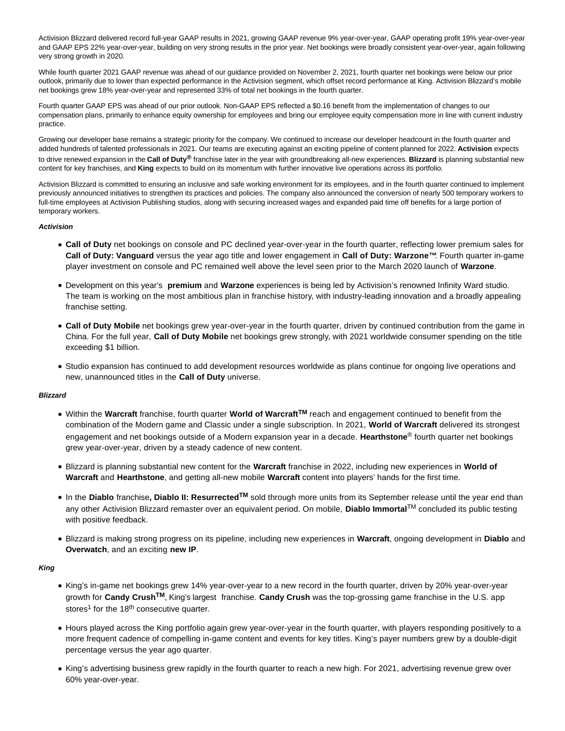Activision Blizzard delivered record full-year GAAP results in 2021, growing GAAP revenue 9% year-over-year, GAAP operating profit 19% year-over-year and GAAP EPS 22% year-over-year, building on very strong results in the prior year. Net bookings were broadly consistent year-over-year, again following very strong growth in 2020.

While fourth quarter 2021 GAAP revenue was ahead of our guidance provided on November 2, 2021, fourth quarter net bookings were below our prior outlook, primarily due to lower than expected performance in the Activision segment, which offset record performance at King. Activision Blizzard's mobile net bookings grew 18% year-over-year and represented 33% of total net bookings in the fourth quarter.

Fourth quarter GAAP EPS was ahead of our prior outlook. Non-GAAP EPS reflected a $0.16 benefit from the implementation of changes to our compensation plans, primarily to enhance equity ownership for employees and bring our employee equity compensation more in line with current industry practice.

Growing our developer base remains a strategic priority for the company. We continued to increase our developer headcount in the fourth quarter and added hundreds of talented professionals in 2021. Our teams are executing against an exciting pipeline of content planned for 2022. **Activision** expects to drive renewed expansion in the **Call of Duty®** franchise later in the year with groundbreaking all-new experiences. **Blizzard** is planning substantial new content for key franchises, and **King** expects to build on its momentum with further innovative live operations across its portfolio.

Activision Blizzard is committed to ensuring an inclusive and safe working environment for its employees, and in the fourth quarter continued to implement previously announced initiatives to strengthen its practices and policies. The company also announced the conversion of nearly 500 temporary workers to full-time employees at Activision Publishing studios, along with securing increased wages and expanded paid time off benefits for a large portion of temporary workers.

***Activision***

- **Call of Duty** net bookings on console and PC declined year-over-year in the fourth quarter, reflecting lower premium sales for **Call of Duty: Vanguard** versus the year ago title and lower engagement in **Call of Duty: Warzone™**. Fourth quarter in-game player investment on console and PC remained well above the level seen prior to the March 2020 launch of **Warzone**.
- Development on this year's **premium** and **Warzone** experiences is being led by Activision's renowned Infinity Ward studio. The team is working on the most ambitious plan in franchise history, with industry-leading innovation and a broadly appealing franchise setting.
- **Call of Duty Mobile** net bookings grew year-over-year in the fourth quarter, driven by continued contribution from the game in China. For the full year, **Call of Duty Mobile** net bookings grew strongly, with 2021 worldwide consumer spending on the title exceeding $1 billion.
- Studio expansion has continued to add development resources worldwide as plans continue for ongoing live operations and new, unannounced titles in the **Call of Duty** universe.

***Blizzard***

- Within the **Warcraft** franchise, fourth quarter **World of Warcraft™** reach and engagement continued to benefit from the combination of the Modern game and Classic under a single subscription. In 2021, **World of Warcraft** delivered its strongest engagement and net bookings outside of a Modern expansion year in a decade. **Hearthstone®** fourth quarter net bookings grew year-over-year, driven by a steady cadence of new content.
- Blizzard is planning substantial new content for the **Warcraft** franchise in 2022, including new experiences in **World of Warcraft** and **Hearthstone**, and getting all-new mobile **Warcraft** content into players' hands for the first time.
- In the **Diablo** franchise**, Diablo II: Resurrected™** sold through more units from its September release until the year end than any other Activision Blizzard remaster over an equivalent period. On mobile, **Diablo Immortal™** concluded its public testing with positive feedback.
- Blizzard is making strong progress on its pipeline, including new experiences in **Warcraft**, ongoing development in **Diablo** and **Overwatch**, and an exciting **new IP**.

***King***

- King's in-game net bookings grew 14% year-over-year to a new record in the fourth quarter, driven by 20% year-over-year growth for **Candy Crush™**, King's largest franchise. **Candy Crush** was the top-grossing game franchise in the U.S. app stores[1] for the 18th consecutive quarter.
- Hours played across the King portfolio again grew year-over-year in the fourth quarter, with players responding positively to a more frequent cadence of compelling in-game content and events for key titles. King's payer numbers grew by a double-digit percentage versus the year ago quarter.
- King's advertising business grew rapidly in the fourth quarter to reach a new high. For 2021, advertising revenue grew over 60% year-over-year.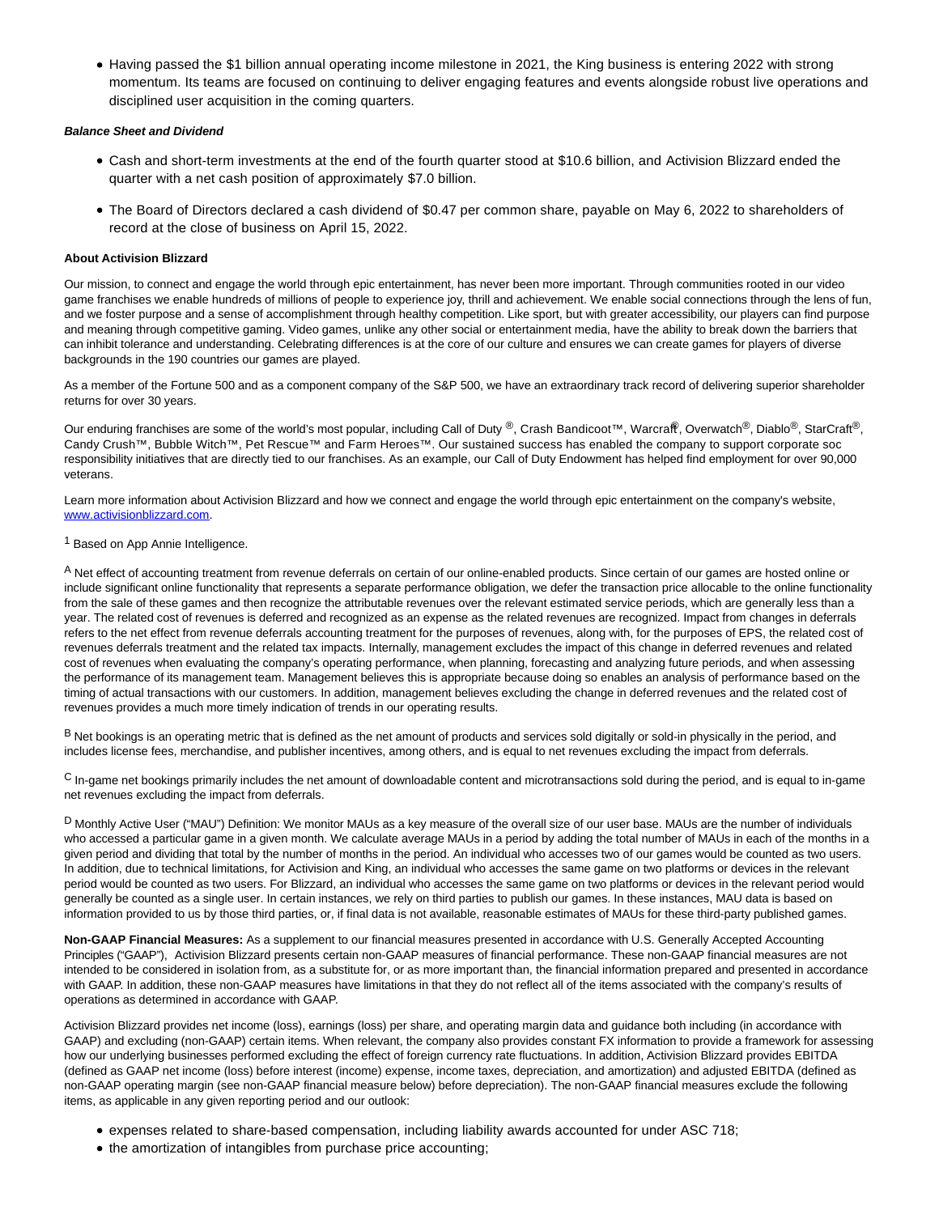- Having passed the $1 billion annual operating income milestone in 2021, the King business is entering 2022 with strong momentum. Its teams are focused on continuing to deliver engaging features and events alongside robust live operations and disciplined user acquisition in the coming quarters.

***Balance Sheet and Dividend***

- Cash and short-term investments at the end of the fourth quarter stood at $10.6 billion, and Activision Blizzard ended the quarter with a net cash position of approximately $7.0 billion.
- The Board of Directors declared a cash dividend of $0.47 per common share, payable on May 6, 2022 to shareholders of record at the close of business on April 15, 2022.

**About Activision Blizzard**

Our mission, to connect and engage the world through epic entertainment, has never been more important. Through communities rooted in our video game franchises we enable hundreds of millions of people to experience joy, thrill and achievement. We enable social connections through the lens of fun, and we foster purpose and a sense of accomplishment through healthy competition. Like sport, but with greater accessibility, our players can find purpose and meaning through competitive gaming. Video games, unlike any other social or entertainment media, have the ability to break down the barriers that can inhibit tolerance and understanding. Celebrating differences is at the core of our culture and ensures we can create games for players of diverse backgrounds in the 190 countries our games are played.

As a member of the Fortune 500 and as a component company of the S&P 500, we have an extraordinary track record of delivering superior shareholder returns for over 30 years.

Our enduring franchises are some of the world's most popular, including Call of Duty ®, Crash Bandicoot™, Warcraft®, Overwatch®, Diablo®, StarCraft®, Candy Crush™, Bubble Witch™, Pet Rescue™ and Farm Heroes™. Our sustained success has enabled the company to support corporate soc responsibility initiatives that are directly tied to our franchises. As an example, our Call of Duty Endowment has helped find employment for over 90,000 veterans.

Learn more information about Activision Blizzard and how we connect and engage the world through epic entertainment on the company's website, www.activisionblizzard.com.

[1] Based on App Annie Intelligence.

[A] Net effect of accounting treatment from revenue deferrals on certain of our online-enabled products. Since certain of our games are hosted online or include significant online functionality that represents a separate performance obligation, we defer the transaction price allocable to the online functionality from the sale of these games and then recognize the attributable revenues over the relevant estimated service periods, which are generally less than a year. The related cost of revenues is deferred and recognized as an expense as the related revenues are recognized. Impact from changes in deferrals refers to the net effect from revenue deferrals accounting treatment for the purposes of revenues, along with, for the purposes of EPS, the related cost of revenues deferrals treatment and the related tax impacts. Internally, management excludes the impact of this change in deferred revenues and related cost of revenues when evaluating the company's operating performance, when planning, forecasting and analyzing future periods, and when assessing the performance of its management team. Management believes this is appropriate because doing so enables an analysis of performance based on the timing of actual transactions with our customers. In addition, management believes excluding the change in deferred revenues and the related cost of revenues provides a much more timely indication of trends in our operating results.

[B] Net bookings is an operating metric that is defined as the net amount of products and services sold digitally or sold-in physically in the period, and includes license fees, merchandise, and publisher incentives, among others, and is equal to net revenues excluding the impact from deferrals.

[C] In-game net bookings primarily includes the net amount of downloadable content and microtransactions sold during the period, and is equal to in-game net revenues excluding the impact from deferrals.

[D] Monthly Active User ("MAU") Definition: We monitor MAUs as a key measure of the overall size of our user base. MAUs are the number of individuals who accessed a particular game in a given month. We calculate average MAUs in a period by adding the total number of MAUs in each of the months in a given period and dividing that total by the number of months in the period. An individual who accesses two of our games would be counted as two users. In addition, due to technical limitations, for Activision and King, an individual who accesses the same game on two platforms or devices in the relevant period would be counted as two users. For Blizzard, an individual who accesses the same game on two platforms or devices in the relevant period would generally be counted as a single user. In certain instances, we rely on third parties to publish our games. In these instances, MAU data is based on information provided to us by those third parties, or, if final data is not available, reasonable estimates of MAUs for these third-party published games.

**Non-GAAP Financial Measures:** As a supplement to our financial measures presented in accordance with U.S. Generally Accepted Accounting Principles ("GAAP"), Activision Blizzard presents certain non-GAAP measures of financial performance. These non-GAAP financial measures are not intended to be considered in isolation from, as a substitute for, or as more important than, the financial information prepared and presented in accordance with GAAP. In addition, these non-GAAP measures have limitations in that they do not reflect all of the items associated with the company's results of operations as determined in accordance with GAAP.

Activision Blizzard provides net income (loss), earnings (loss) per share, and operating margin data and guidance both including (in accordance with GAAP) and excluding (non-GAAP) certain items. When relevant, the company also provides constant FX information to provide a framework for assessing how our underlying businesses performed excluding the effect of foreign currency rate fluctuations. In addition, Activision Blizzard provides EBITDA (defined as GAAP net income (loss) before interest (income) expense, income taxes, depreciation, and amortization) and adjusted EBITDA (defined as non-GAAP operating margin (see non-GAAP financial measure below) before depreciation). The non-GAAP financial measures exclude the following items, as applicable in any given reporting period and our outlook:

- expenses related to share-based compensation, including liability awards accounted for under ASC 718;
- the amortization of intangibles from purchase price accounting;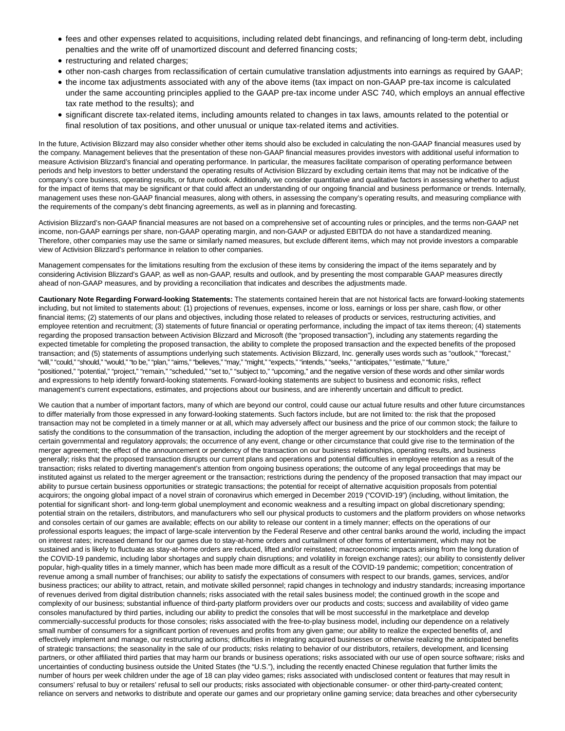- fees and other expenses related to acquisitions, including related debt financings, and refinancing of long-term debt, including penalties and the write off of unamortized discount and deferred financing costs;
- restructuring and related charges;
- other non-cash charges from reclassification of certain cumulative translation adjustments into earnings as required by GAAP;
- the income tax adjustments associated with any of the above items (tax impact on non-GAAP pre-tax income is calculated under the same accounting principles applied to the GAAP pre-tax income under ASC 740, which employs an annual effective tax rate method to the results); and
- significant discrete tax-related items, including amounts related to changes in tax laws, amounts related to the potential or final resolution of tax positions, and other unusual or unique tax-related items and activities.

In the future, Activision Blizzard may also consider whether other items should also be excluded in calculating the non-GAAP financial measures used by the company. Management believes that the presentation of these non-GAAP financial measures provides investors with additional useful information to measure Activision Blizzard's financial and operating performance. In particular, the measures facilitate comparison of operating performance between periods and help investors to better understand the operating results of Activision Blizzard by excluding certain items that may not be indicative of the company's core business, operating results, or future outlook. Additionally, we consider quantitative and qualitative factors in assessing whether to adjust for the impact of items that may be significant or that could affect an understanding of our ongoing financial and business performance or trends. Internally, management uses these non-GAAP financial measures, along with others, in assessing the company's operating results, and measuring compliance with the requirements of the company's debt financing agreements, as well as in planning and forecasting.

Activision Blizzard's non-GAAP financial measures are not based on a comprehensive set of accounting rules or principles, and the terms non-GAAP net income, non-GAAP earnings per share, non-GAAP operating margin, and non-GAAP or adjusted EBITDA do not have a standardized meaning. Therefore, other companies may use the same or similarly named measures, but exclude different items, which may not provide investors a comparable view of Activision Blizzard's performance in relation to other companies.

Management compensates for the limitations resulting from the exclusion of these items by considering the impact of the items separately and by considering Activision Blizzard's GAAP, as well as non-GAAP, results and outlook, and by presenting the most comparable GAAP measures directly ahead of non-GAAP measures, and by providing a reconciliation that indicates and describes the adjustments made.

**Cautionary Note Regarding Forward-looking Statements:** The statements contained herein that are not historical facts are forward-looking statements including, but not limited to statements about: (1) projections of revenues, expenses, income or loss, earnings or loss per share, cash flow, or other financial items; (2) statements of our plans and objectives, including those related to releases of products or services, restructuring activities, and employee retention and recruitment; (3) statements of future financial or operating performance, including the impact of tax items thereon; (4) statements regarding the proposed transaction between Activision Blizzard and Microsoft (the "proposed transaction"), including any statements regarding the expected timetable for completing the proposed transaction, the ability to complete the proposed transaction and the expected benefits of the proposed transaction; and (5) statements of assumptions underlying such statements. Activision Blizzard, Inc. generally uses words such as "outlook," "forecast," "will," "could," "should," "would," "to be," "plan," "aims," "believes," "may," "might," "expects," "intends," "seeks," "anticipates," "estimate," "future," "positioned," "potential," "project," "remain," "scheduled," "set to," "subject to," "upcoming," and the negative version of these words and other similar words and expressions to help identify forward-looking statements. Forward-looking statements are subject to business and economic risks, reflect management's current expectations, estimates, and projections about our business, and are inherently uncertain and difficult to predict.

We caution that a number of important factors, many of which are beyond our control, could cause our actual future results and other future circumstances to differ materially from those expressed in any forward-looking statements. Such factors include, but are not limited to: the risk that the proposed transaction may not be completed in a timely manner or at all, which may adversely affect our business and the price of our common stock; the failure to satisfy the conditions to the consummation of the transaction, including the adoption of the merger agreement by our stockholders and the receipt of certain governmental and regulatory approvals; the occurrence of any event, change or other circumstance that could give rise to the termination of the merger agreement; the effect of the announcement or pendency of the transaction on our business relationships, operating results, and business generally; risks that the proposed transaction disrupts our current plans and operations and potential difficulties in employee retention as a result of the transaction; risks related to diverting management's attention from ongoing business operations; the outcome of any legal proceedings that may be instituted against us related to the merger agreement or the transaction; restrictions during the pendency of the proposed transaction that may impact our ability to pursue certain business opportunities or strategic transactions; the potential for receipt of alternative acquisition proposals from potential acquirors; the ongoing global impact of a novel strain of coronavirus which emerged in December 2019 ("COVID-19") (including, without limitation, the potential for significant short- and long-term global unemployment and economic weakness and a resulting impact on global discretionary spending; potential strain on the retailers, distributors, and manufacturers who sell our physical products to customers and the platform providers on whose networks and consoles certain of our games are available; effects on our ability to release our content in a timely manner; effects on the operations of our professional esports leagues; the impact of large-scale intervention by the Federal Reserve and other central banks around the world, including the impact on interest rates; increased demand for our games due to stay-at-home orders and curtailment of other forms of entertainment, which may not be sustained and is likely to fluctuate as stay-at-home orders are reduced, lifted and/or reinstated; macroeconomic impacts arising from the long duration of the COVID-19 pandemic, including labor shortages and supply chain disruptions; and volatility in foreign exchange rates); our ability to consistently deliver popular, high-quality titles in a timely manner, which has been made more difficult as a result of the COVID-19 pandemic; competition; concentration of revenue among a small number of franchises; our ability to satisfy the expectations of consumers with respect to our brands, games, services, and/or business practices; our ability to attract, retain, and motivate skilled personnel; rapid changes in technology and industry standards; increasing importance of revenues derived from digital distribution channels; risks associated with the retail sales business model; the continued growth in the scope and complexity of our business; substantial influence of third-party platform providers over our products and costs; success and availability of video game consoles manufactured by third parties, including our ability to predict the consoles that will be most successful in the marketplace and develop commercially-successful products for those consoles; risks associated with the free-to-play business model, including our dependence on a relatively small number of consumers for a significant portion of revenues and profits from any given game; our ability to realize the expected benefits of, and effectively implement and manage, our restructuring actions; difficulties in integrating acquired businesses or otherwise realizing the anticipated benefits of strategic transactions; the seasonality in the sale of our products; risks relating to behavior of our distributors, retailers, development, and licensing partners, or other affiliated third parties that may harm our brands or business operations; risks associated with our use of open source software; risks and uncertainties of conducting business outside the United States (the "U.S."), including the recently enacted Chinese regulation that further limits the number of hours per week children under the age of 18 can play video games; risks associated with undisclosed content or features that may result in consumers' refusal to buy or retailers' refusal to sell our products; risks associated with objectionable consumer- or other third-party-created content; reliance on servers and networks to distribute and operate our games and our proprietary online gaming service; data breaches and other cybersecurity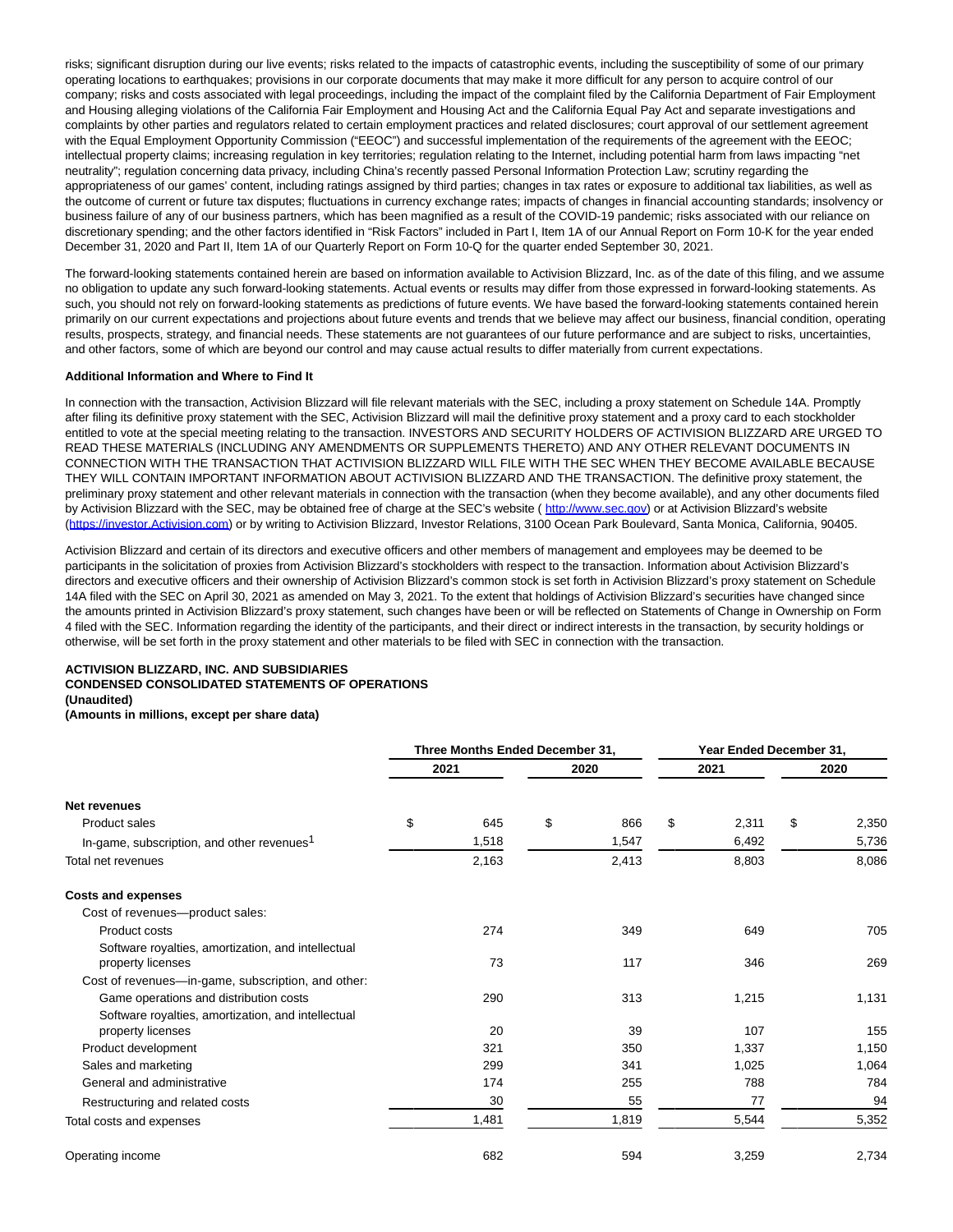risks; significant disruption during our live events; risks related to the impacts of catastrophic events, including the susceptibility of some of our primary operating locations to earthquakes; provisions in our corporate documents that may make it more difficult for any person to acquire control of our company; risks and costs associated with legal proceedings, including the impact of the complaint filed by the California Department of Fair Employment and Housing alleging violations of the California Fair Employment and Housing Act and the California Equal Pay Act and separate investigations and complaints by other parties and regulators related to certain employment practices and related disclosures; court approval of our settlement agreement with the Equal Employment Opportunity Commission ("EEOC") and successful implementation of the requirements of the agreement with the EEOC; intellectual property claims; increasing regulation in key territories; regulation relating to the Internet, including potential harm from laws impacting "net neutrality"; regulation concerning data privacy, including China's recently passed Personal Information Protection Law; scrutiny regarding the appropriateness of our games' content, including ratings assigned by third parties; changes in tax rates or exposure to additional tax liabilities, as well as the outcome of current or future tax disputes; fluctuations in currency exchange rates; impacts of changes in financial accounting standards; insolvency or business failure of any of our business partners, which has been magnified as a result of the COVID-19 pandemic; risks associated with our reliance on discretionary spending; and the other factors identified in "Risk Factors" included in Part I, Item 1A of our Annual Report on Form 10-K for the year ended December 31, 2020 and Part II, Item 1A of our Quarterly Report on Form 10-Q for the quarter ended September 30, 2021.

The forward-looking statements contained herein are based on information available to Activision Blizzard, Inc. as of the date of this filing, and we assume no obligation to update any such forward-looking statements. Actual events or results may differ from those expressed in forward-looking statements. As such, you should not rely on forward-looking statements as predictions of future events. We have based the forward-looking statements contained herein primarily on our current expectations and projections about future events and trends that we believe may affect our business, financial condition, operating results, prospects, strategy, and financial needs. These statements are not guarantees of our future performance and are subject to risks, uncertainties, and other factors, some of which are beyond our control and may cause actual results to differ materially from current expectations.

**Additional Information and Where to Find It**

In connection with the transaction, Activision Blizzard will file relevant materials with the SEC, including a proxy statement on Schedule 14A. Promptly after filing its definitive proxy statement with the SEC, Activision Blizzard will mail the definitive proxy statement and a proxy card to each stockholder entitled to vote at the special meeting relating to the transaction. INVESTORS AND SECURITY HOLDERS OF ACTIVISION BLIZZARD ARE URGED TO READ THESE MATERIALS (INCLUDING ANY AMENDMENTS OR SUPPLEMENTS THERETO) AND ANY OTHER RELEVANT DOCUMENTS IN CONNECTION WITH THE TRANSACTION THAT ACTIVISION BLIZZARD WILL FILE WITH THE SEC WHEN THEY BECOME AVAILABLE BECAUSE THEY WILL CONTAIN IMPORTANT INFORMATION ABOUT ACTIVISION BLIZZARD AND THE TRANSACTION. The definitive proxy statement, the preliminary proxy statement and other relevant materials in connection with the transaction (when they become available), and any other documents filed by Activision Blizzard with the SEC, may be obtained free of charge at the SEC's website ( http://www.sec.gov) or at Activision Blizzard's website (https://investor.Activision.com) or by writing to Activision Blizzard, Investor Relations, 3100 Ocean Park Boulevard, Santa Monica, California, 90405.

Activision Blizzard and certain of its directors and executive officers and other members of management and employees may be deemed to be participants in the solicitation of proxies from Activision Blizzard's stockholders with respect to the transaction. Information about Activision Blizzard's directors and executive officers and their ownership of Activision Blizzard's common stock is set forth in Activision Blizzard's proxy statement on Schedule 14A filed with the SEC on April 30, 2021 as amended on May 3, 2021. To the extent that holdings of Activision Blizzard's securities have changed since the amounts printed in Activision Blizzard's proxy statement, such changes have been or will be reflected on Statements of Change in Ownership on Form 4 filed with the SEC. Information regarding the identity of the participants, and their direct or indirect interests in the transaction, by security holdings or otherwise, will be set forth in the proxy statement and other materials to be filed with SEC in connection with the transaction.

**ACTIVISION BLIZZARD, INC. AND SUBSIDIARIES**
**CONDENSED CONSOLIDATED STATEMENTS OF OPERATIONS**
**(Unaudited)**
**(Amounts in millions, except per share data)**

| | Three Months Ended December 31, | | Year Ended December 31, | |
|---|---|---|---|---|
| | 2021 | 2020 | 2021 | 2020 |
| **Net revenues** | | | | |
| Product sales | $ 645 | $ 866 | $ 2,311 | $ 2,350 |
| In-game, subscription, and other revenues[1] | 1,518 | 1,547 | 6,492 | 5,736 |
| Total net revenues | 2,163 | 2,413 | 8,803 | 8,086 |
| **Costs and expenses** | | | | |
| Cost of revenues—product sales: | | | | |
| Product costs | 274 | 349 | 649 | 705 |
| Software royalties, amortization, and intellectual property licenses | 73 | 117 | 346 | 269 |
| Cost of revenues—in-game, subscription, and other: | | | | |
| Game operations and distribution costs | 290 | 313 | 1,215 | 1,131 |
| Software royalties, amortization, and intellectual property licenses | 20 | 39 | 107 | 155 |
| Product development | 321 | 350 | 1,337 | 1,150 |
| Sales and marketing | 299 | 341 | 1,025 | 1,064 |
| General and administrative | 174 | 255 | 788 | 784 |
| Restructuring and related costs | 30 | 55 | 77 | 94 |
| Total costs and expenses | 1,481 | 1,819 | 5,544 | 5,352 |
| Operating income | 682 | 594 | 3,259 | 2,734 |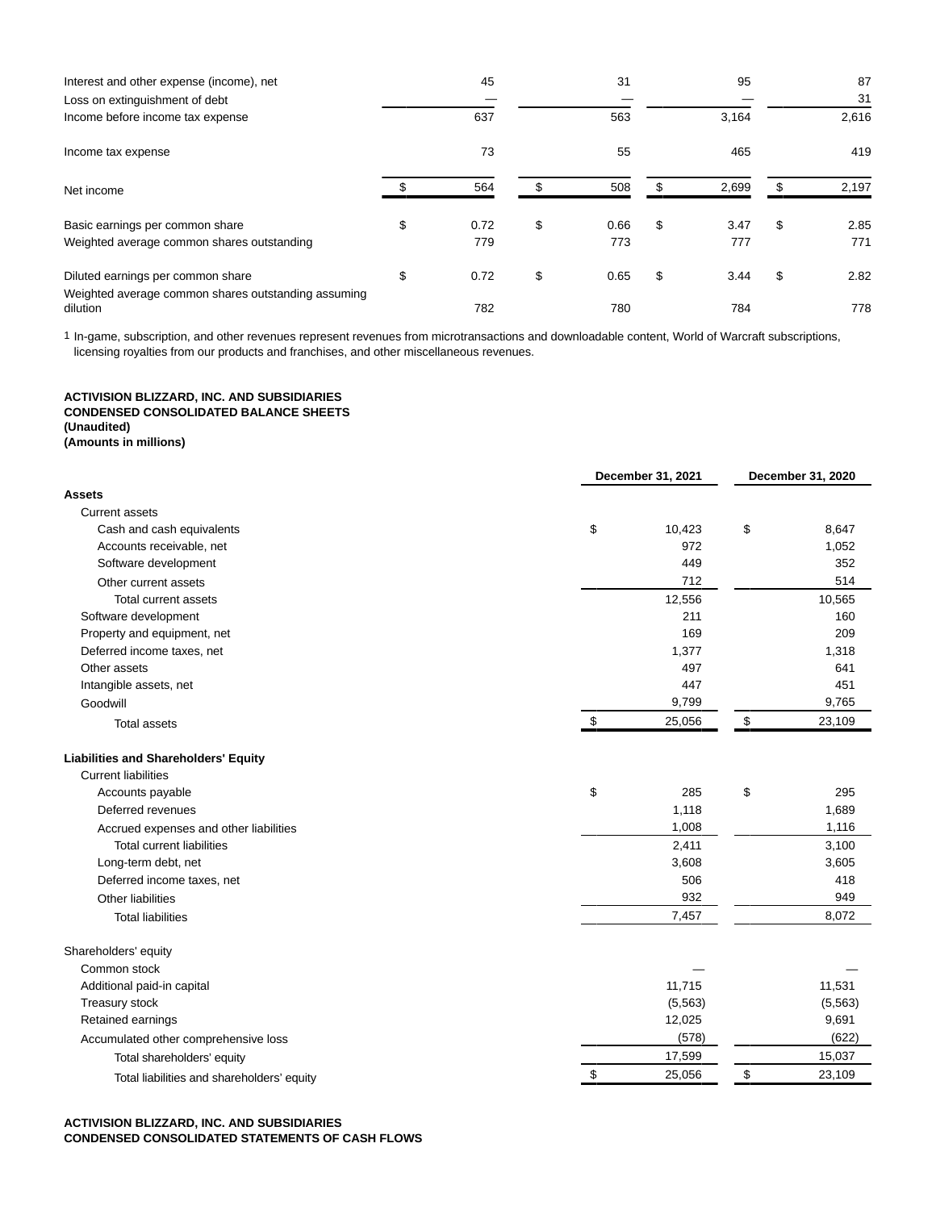| | | | | |
|---|---|---|---|---|
| Interest and other expense (income), net | 45 | 31 | 95 | 87 |
| Loss on extinguishment of debt | — | — | — | 31 |
| Income before income tax expense | 637 | 563 | 3,164 | 2,616 |
| Income tax expense | 73 | 55 | 465 | 419 |
| Net income | $ 564 | $ 508 | $ 2,699 | $ 2,197 |
| Basic earnings per common share | $ 0.72 | $ 0.66 | $ 3.47 | $ 2.85 |
| Weighted average common shares outstanding | 779 | 773 | 777 | 771 |
| Diluted earnings per common share | $ 0.72 | $ 0.65 | $ 3.44 | $ 2.82 |
| Weighted average common shares outstanding assuming dilution | 782 | 780 | 784 | 778 |

1 In-game, subscription, and other revenues represent revenues from microtransactions and downloadable content, World of Warcraft subscriptions, licensing royalties from our products and franchises, and other miscellaneous revenues.

**ACTIVISION BLIZZARD, INC. AND SUBSIDIARIES**
**CONDENSED CONSOLIDATED BALANCE SHEETS**
**(Unaudited)**
**(Amounts in millions)**

| | December 31, 2021 | December 31, 2020 |
|---|---|---|
| **Assets** | | |
| Current assets | | |
| Cash and cash equivalents | $ 10,423 | $ 8,647 |
| Accounts receivable, net | 972 | 1,052 |
| Software development | 449 | 352 |
| Other current assets | 712 | 514 |
| Total current assets | 12,556 | 10,565 |
| Software development | 211 | 160 |
| Property and equipment, net | 169 | 209 |
| Deferred income taxes, net | 1,377 | 1,318 |
| Other assets | 497 | 641 |
| Intangible assets, net | 447 | 451 |
| Goodwill | 9,799 | 9,765 |
| Total assets | $ 25,056 | $ 23,109 |
| **Liabilities and Shareholders' Equity** | | |
| Current liabilities | | |
| Accounts payable | $ 285 | $ 295 |
| Deferred revenues | 1,118 | 1,689 |
| Accrued expenses and other liabilities | 1,008 | 1,116 |
| Total current liabilities | 2,411 | 3,100 |
| Long-term debt, net | 3,608 | 3,605 |
| Deferred income taxes, net | 506 | 418 |
| Other liabilities | 932 | 949 |
| Total liabilities | 7,457 | 8,072 |
| Shareholders' equity | | |
| Common stock | — | — |
| Additional paid-in capital | 11,715 | 11,531 |
| Treasury stock | (5,563) | (5,563) |
| Retained earnings | 12,025 | 9,691 |
| Accumulated other comprehensive loss | (578) | (622) |
| Total shareholders' equity | 17,599 | 15,037 |
| Total liabilities and shareholders' equity | $ 25,056 | $ 23,109 |

**ACTIVISION BLIZZARD, INC. AND SUBSIDIARIES**
**CONDENSED CONSOLIDATED STATEMENTS OF CASH FLOWS**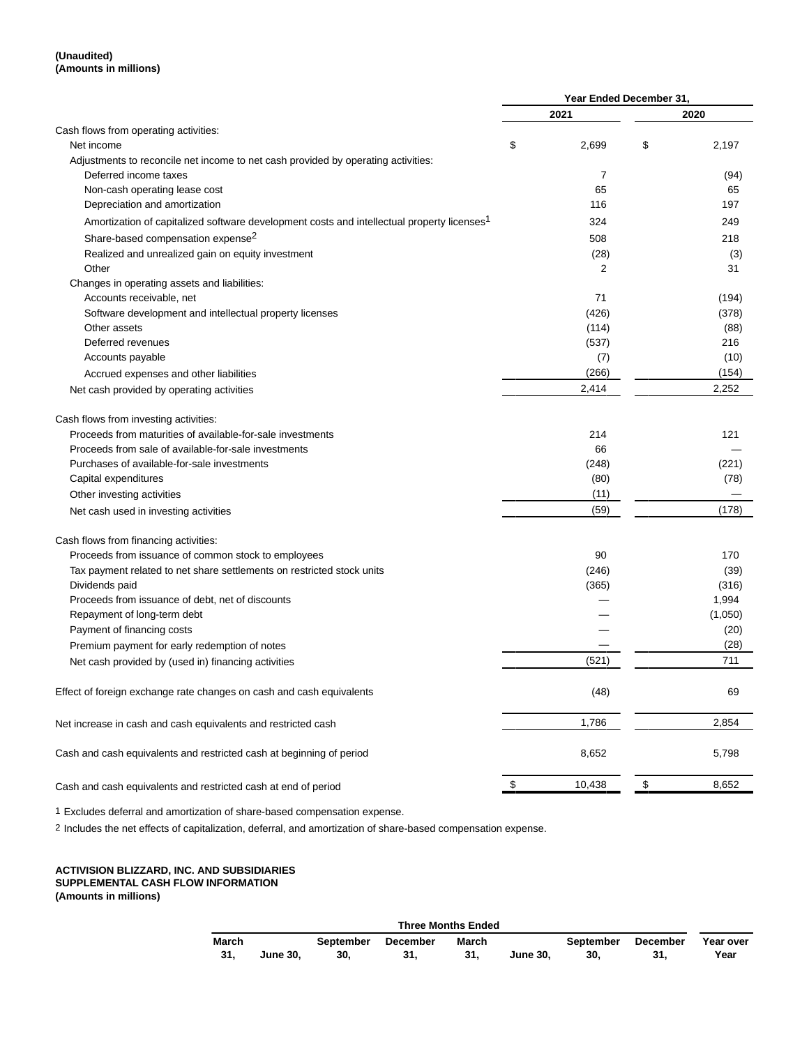**(Unaudited)**
**(Amounts in millions)**

| | Year Ended December 31, | |
|---|---|---|
| | 2021 | 2020 |
| Cash flows from operating activities: | | |
| Net income | $ 2,699 | $ 2,197 |
| Adjustments to reconcile net income to net cash provided by operating activities: | | |
| Deferred income taxes | 7 | (94) |
| Non-cash operating lease cost | 65 | 65 |
| Depreciation and amortization | 116 | 197 |
| Amortization of capitalized software development costs and intellectual property licenses[1] | 324 | 249 |
| Share-based compensation expense[2] | 508 | 218 |
| Realized and unrealized gain on equity investment | (28) | (3) |
| Other | 2 | 31 |
| Changes in operating assets and liabilities: | | |
| Accounts receivable, net | 71 | (194) |
| Software development and intellectual property licenses | (426) | (378) |
| Other assets | (114) | (88) |
| Deferred revenues | (537) | 216 |
| Accounts payable | (7) | (10) |
| Accrued expenses and other liabilities | (266) | (154) |
| Net cash provided by operating activities | 2,414 | 2,252 |
| Cash flows from investing activities: | | |
| Proceeds from maturities of available-for-sale investments | 214 | 121 |
| Proceeds from sale of available-for-sale investments | 66 | — |
| Purchases of available-for-sale investments | (248) | (221) |
| Capital expenditures | (80) | (78) |
| Other investing activities | (11) | — |
| Net cash used in investing activities | (59) | (178) |
| Cash flows from financing activities: | | |
| Proceeds from issuance of common stock to employees | 90 | 170 |
| Tax payment related to net share settlements on restricted stock units | (246) | (39) |
| Dividends paid | (365) | (316) |
| Proceeds from issuance of debt, net of discounts | — | 1,994 |
| Repayment of long-term debt | — | (1,050) |
| Payment of financing costs | — | (20) |
| Premium payment for early redemption of notes | — | (28) |
| Net cash provided by (used in) financing activities | (521) | 711 |
| Effect of foreign exchange rate changes on cash and cash equivalents | (48) | 69 |
| Net increase in cash and cash equivalents and restricted cash | 1,786 | 2,854 |
| Cash and cash equivalents and restricted cash at beginning of period | 8,652 | 5,798 |
| Cash and cash equivalents and restricted cash at end of period | $ 10,438 | $ 8,652 |

1 Excludes deferral and amortization of share-based compensation expense.

2 Includes the net effects of capitalization, deferral, and amortization of share-based compensation expense.

**ACTIVISION BLIZZARD, INC. AND SUBSIDIARIES**
**SUPPLEMENTAL CASH FLOW INFORMATION**
**(Amounts in millions)**

| Three Months Ended | | | | | | | | |
|---|---|---|---|---|---|---|---|---|
| March 31, | June 30, | September 30, | December 31, | March 31, | June 30, | September 30, | December 31, | Year over Year |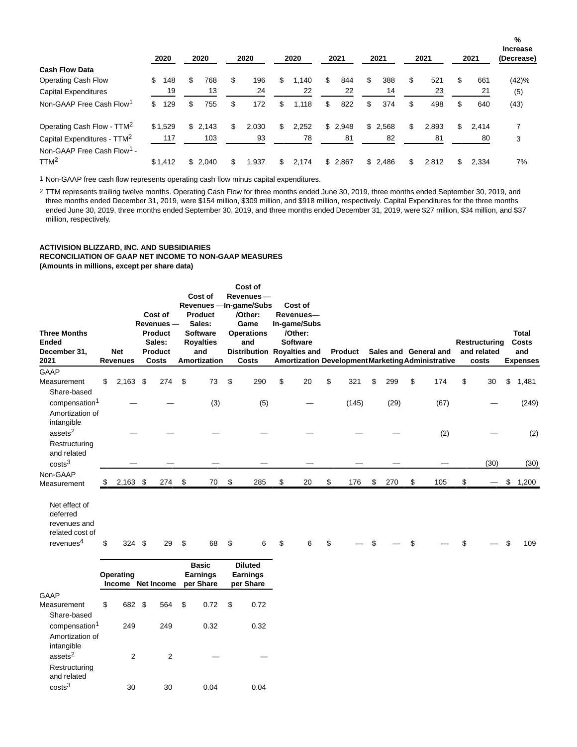| | 2020 | 2020 | 2020 | 2020 | 2021 | 2021 | 2021 | 2021 | % Increase (Decrease) |
|---|---|---|---|---|---|---|---|---|---|
| **Cash Flow Data** | | | | | | | | | |
| Operating Cash Flow | $ 148 | $ 768 | $ 196 | $ 1,140 | $ 844 | $ 388 | $ 521 | $ 661 | (42)% |
| Capital Expenditures | 19 | 13 | 24 | 22 | 22 | 14 | 23 | 21 | (5) |
| Non-GAAP Free Cash Flow[1] | $ 129 | $ 755 | $ 172 | $ 1,118 | $ 822 | $ 374 | $ 498 | $ 640 | (43) |
| Operating Cash Flow - TTM[2] | $ 1,529 | $ 2,143 | $ 2,030 | $ 2,252 | $ 2,948 | $ 2,568 | $ 2,893 | $ 2,414 | 7 |
| Capital Expenditures - TTM[2] | 117 | 103 | 93 | 78 | 81 | 82 | 81 | 80 | 3 |
| Non-GAAP Free Cash Flow[1] - TTM[2] | $ 1,412 | $ 2,040 | $ 1,937 | $ 2,174 | $ 2,867 | $ 2,486 | $ 2,812 | $ 2,334 | 7% |

1 Non-GAAP free cash flow represents operating cash flow minus capital expenditures.

2 TTM represents trailing twelve months. Operating Cash Flow for three months ended June 30, 2019, three months ended September 30, 2019, and three months ended December 31, 2019, were $154 million, $309 million, and $918 million, respectively. Capital Expenditures for the three months ended June 30, 2019, three months ended September 30, 2019, and three months ended December 31, 2019, were $27 million, $34 million, and $37 million, respectively.

**ACTIVISION BLIZZARD, INC. AND SUBSIDIARIES**
**RECONCILIATION OF GAAP NET INCOME TO NON-GAAP MEASURES**
**(Amounts in millions, except per share data)**

| Three Months Ended December 31, 2021 | Net Revenues | Cost of Revenues — Product Sales: Product Costs | Cost of Revenues — Product Sales: Software Royalties and Amortization | Cost of Revenues — In-game/Subs /Other: Game Operations and Distribution Costs | Cost of Revenues— In-game/Subs /Other: Software Royalties and Amortization | Product Development | Sales and Marketing | General and Administrative | Restructuring and related costs | Total Costs and Expenses |
|---|---|---|---|---|---|---|---|---|---|---|
| GAAP Measurement | $ 2,163 | $ 274 | $ 73 | $ 290 | $ 20 | $ 321 | $ 299 | $ 174 | $ 30 | $ 1,481 |
| Share-based compensation[1] | — | — | (3) | (5) | — | (145) | (29) | (67) | — | (249) |
| Amortization of intangible assets[2] | — | — | — | — | — | — | — | (2) | — | (2) |
| Restructuring and related costs[3] | — | — | — | — | — | — | — | — | (30) | (30) |
| Non-GAAP Measurement | $ 2,163 | $ 274 | $ 70 | $ 285 | $ 20 | $ 176 | $ 270 | $ 105 | $ — | $ 1,200 |
| Net effect of deferred revenues and related cost of revenues[4] | $ 324 | $ 29 | $ 68 | $ 6 | $ 6 | $ — | $ — | $ — | $ — | $ 109 |

| | Operating Income | Net Income | Basic Earnings per Share | Diluted Earnings per Share |
|---|---|---|---|---|
| GAAP Measurement | $ 682 | $ 564 | $ 0.72 | $ 0.72 |
| Share-based compensation[1] | 249 | 249 | 0.32 | 0.32 |
| Amortization of intangible assets[2] | 2 | 2 | — | — |
| Restructuring and related costs[3] | 30 | 30 | 0.04 | 0.04 |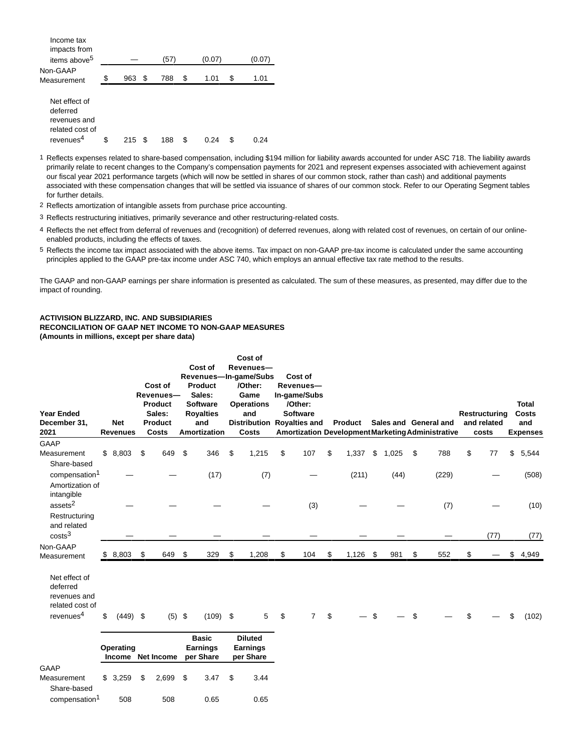| | | | | |
|---|---|---|---|---|
| Income tax impacts from items above[5] | — | (57) | (0.07) | (0.07) |
| Non-GAAP Measurement | $ 963 | $ 788 | $ 1.01 | $ 1.01 |
| | | | | |
| Net effect of deferred revenues and related cost of revenues[4] | $ 215 | $ 188 | $ 0.24 | $ 0.24 |

1 Reflects expenses related to share-based compensation, including $194 million for liability awards accounted for under ASC 718. The liability awards primarily relate to recent changes to the Company's compensation payments for 2021 and represent expenses associated with achievement against our fiscal year 2021 performance targets (which will now be settled in shares of our common stock, rather than cash) and additional payments associated with these compensation changes that will be settled via issuance of shares of our common stock. Refer to our Operating Segment tables for further details.

2 Reflects amortization of intangible assets from purchase price accounting.

3 Reflects restructuring initiatives, primarily severance and other restructuring-related costs.

4 Reflects the net effect from deferral of revenues and (recognition) of deferred revenues, along with related cost of revenues, on certain of our online-enabled products, including the effects of taxes.

5 Reflects the income tax impact associated with the above items. Tax impact on non-GAAP pre-tax income is calculated under the same accounting principles applied to the GAAP pre-tax income under ASC 740, which employs an annual effective tax rate method to the results.

The GAAP and non-GAAP earnings per share information is presented as calculated. The sum of these measures, as presented, may differ due to the impact of rounding.

**ACTIVISION BLIZZARD, INC. AND SUBSIDIARIES**
**RECONCILIATION OF GAAP NET INCOME TO NON-GAAP MEASURES**
**(Amounts in millions, except per share data)**

| Year Ended December 31, 2021 | Net Revenues | Cost of Revenues—Product Sales: Product Costs | Cost of Revenues—Product Sales: Software Royalties and Amortization | Cost of Revenues—In-game/Subs/Other: Game Operations and Distribution Costs | Cost of Revenues—In-game/Subs/Other: Software Royalties and Amortization | Product Development | Sales and Marketing | General and Administrative | Restructuring and related costs | Total Costs and Expenses |
|---|---|---|---|---|---|---|---|---|---|---|
| GAAP Measurement | $ 8,803 | $ 649 | $ 346 | $ 1,215 | $ 107 | $ 1,337 | $ 1,025 | $ 788 | $ 77 | $ 5,544 |
| Share-based compensation[1] | — | — | (17) | (7) | — | (211) | (44) | (229) | — | (508) |
| Amortization of intangible assets[2] | — | — | — | — | (3) | — | — | (7) | — | (10) |
| Restructuring and related costs[3] | — | — | — | — | — | — | — | — | (77) | (77) |
| Non-GAAP Measurement | $ 8,803 | $ 649 | $ 329 | $ 1,208 | $ 104 | $ 1,126 | $ 981 | $ 552 | $ — | $ 4,949 |
| | | | | | | | | | | |
| Net effect of deferred revenues and related cost of revenues[4] | $ (449) | $ (5) | $ (109) | $ 5 | $ 7 | $ — | $ — | $ — | $ — | $ (102) |

| | Operating Income | Net Income | Basic Earnings per Share | Diluted Earnings per Share |
|---|---|---|---|---|
| GAAP Measurement | $ 3,259 | $ 2,699 | $ 3.47 | $ 3.44 |
| Share-based compensation[1] | 508 | 508 | 0.65 | 0.65 |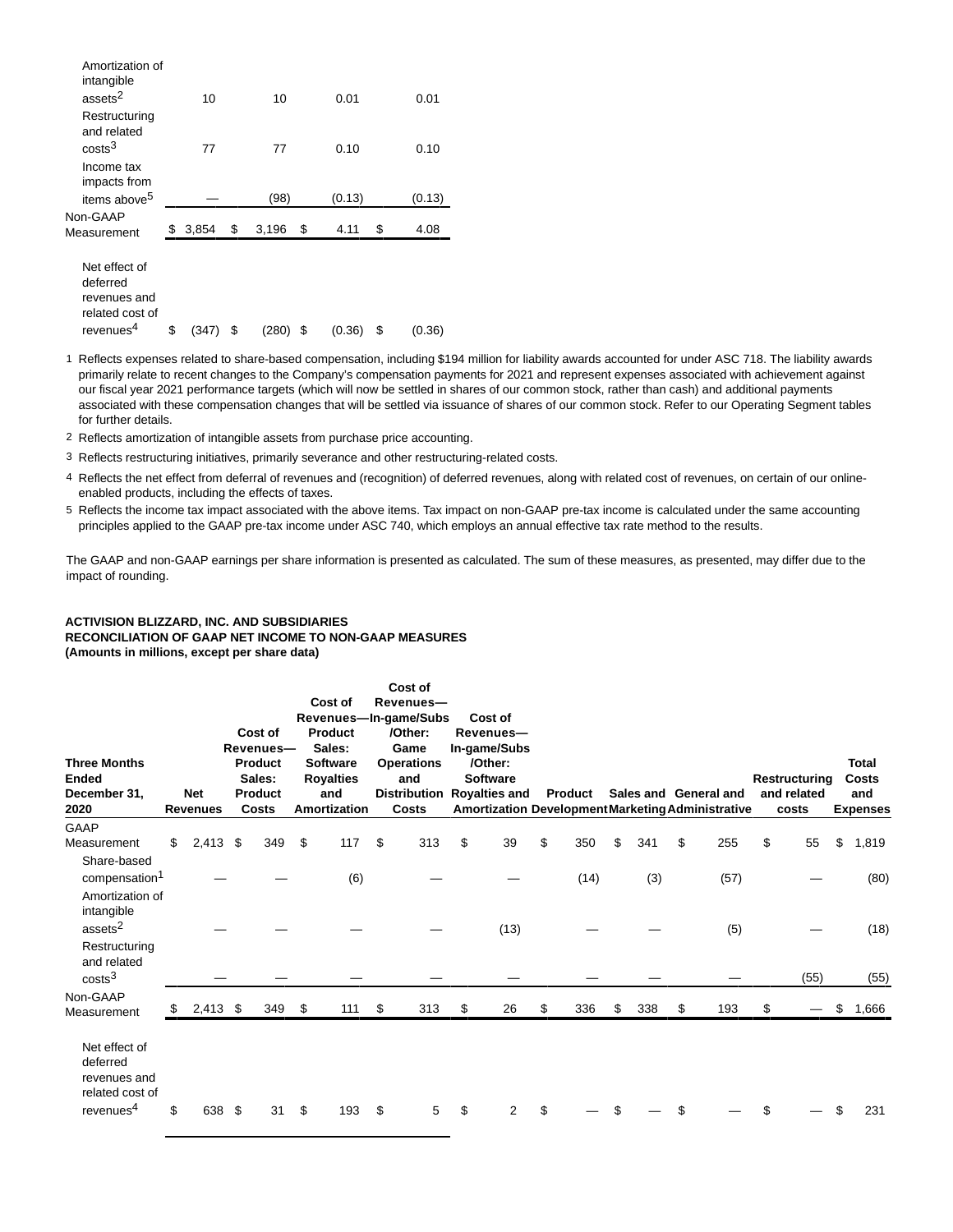| | | | | |
|---|---|---|---|---|
| Amortization of intangible assets[2] | 10 | 10 | 0.01 | 0.01 |
| Restructuring and related costs[3] | 77 | 77 | 0.10 | 0.10 |
| Income tax impacts from items above[5] | — | (98) | (0.13) | (0.13) |
| Non-GAAP Measurement | $ 3,854 | $ 3,196 | $ 4.11 | $ 4.08 |
| | | | | |
| Net effect of deferred revenues and related cost of revenues[4] | $ (347) | $ (280) | $ (0.36) | $ (0.36) |

1 Reflects expenses related to share-based compensation, including $194 million for liability awards accounted for under ASC 718. The liability awards primarily relate to recent changes to the Company's compensation payments for 2021 and represent expenses associated with achievement against our fiscal year 2021 performance targets (which will now be settled in shares of our common stock, rather than cash) and additional payments associated with these compensation changes that will be settled via issuance of shares of our common stock. Refer to our Operating Segment tables for further details.

2 Reflects amortization of intangible assets from purchase price accounting.

3 Reflects restructuring initiatives, primarily severance and other restructuring-related costs.

4 Reflects the net effect from deferral of revenues and (recognition) of deferred revenues, along with related cost of revenues, on certain of our online-enabled products, including the effects of taxes.

5 Reflects the income tax impact associated with the above items. Tax impact on non-GAAP pre-tax income is calculated under the same accounting principles applied to the GAAP pre-tax income under ASC 740, which employs an annual effective tax rate method to the results.

The GAAP and non-GAAP earnings per share information is presented as calculated. The sum of these measures, as presented, may differ due to the impact of rounding.

**ACTIVISION BLIZZARD, INC. AND SUBSIDIARIES**
**RECONCILIATION OF GAAP NET INCOME TO NON-GAAP MEASURES**
**(Amounts in millions, except per share data)**

| Three Months Ended December 31, 2020 | Net Revenues | Cost of Revenues—Product Sales: Product Costs | Cost of Revenues—Product Sales: Software Royalties and Amortization | Cost of Revenues—In-game/Subs/Other: Game Operations and Distribution Costs | Cost of Revenues—In-game/Subs/Other: Software Royalties and Amortization | Product Development | Sales and Marketing | General and Administrative | Restructuring and related costs | Total Costs and Expenses |
|---|---|---|---|---|---|---|---|---|---|---|
| GAAP Measurement | $ 2,413 | $ 349 | $ 117 | $ 313 | $ 39 | $ 350 | $ 341 | $ 255 | $ 55 | $ 1,819 |
| Share-based compensation[1] | — | — | (6) | — | — | (14) | (3) | (57) | — | (80) |
| Amortization of intangible assets[2] | — | — | — | — | (13) | — | — | (5) | — | (18) |
| Restructuring and related costs[3] | — | — | — | — | — | — | — | — | (55) | (55) |
| Non-GAAP Measurement | $ 2,413 | $ 349 | $ 111 | $ 313 | $ 26 | $ 336 | $ 338 | $ 193 | $ — | $ 1,666 |
| | | | | | | | | | | |
| Net effect of deferred revenues and related cost of revenues[4] | $ 638 | $ 31 | $ 193 | $ 5 | $ 2 | $ — | $ — | $ — | $ — | $ 231 |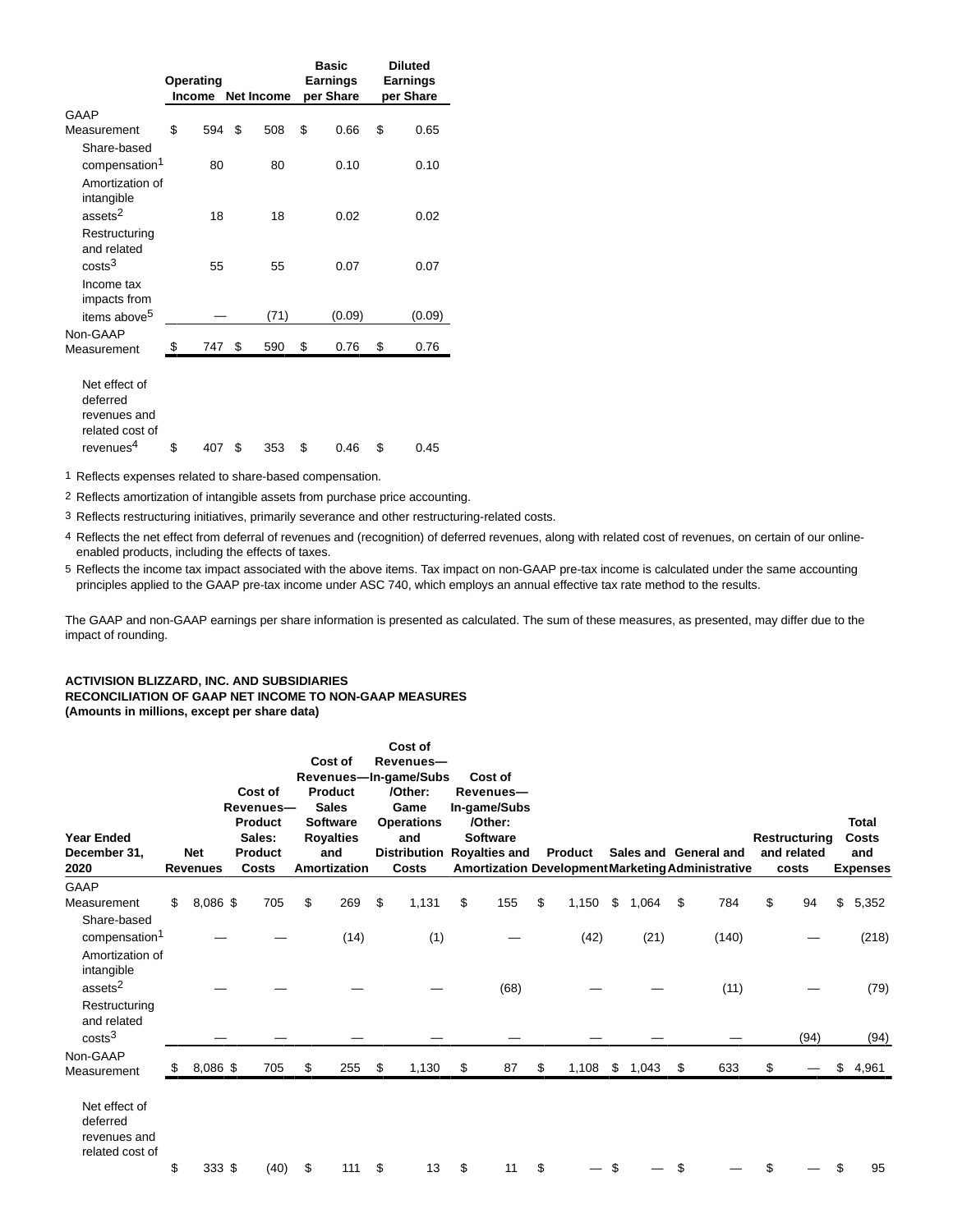| | Operating Income | Net Income | Basic Earnings per Share | Diluted Earnings per Share |
|---|---|---|---|---|
| GAAP Measurement | $ 594 | $ 508 | $ 0.66 | $ 0.65 |
| Share-based compensation[1] | 80 | 80 | 0.10 | 0.10 |
| Amortization of intangible assets[2] | 18 | 18 | 0.02 | 0.02 |
| Restructuring and related costs[3] | 55 | 55 | 0.07 | 0.07 |
| Income tax impacts from items above[5] | — | (71) | (0.09) | (0.09) |
| Non-GAAP Measurement | $ 747 | $ 590 | $ 0.76 | $ 0.76 |
| | | | | |
| Net effect of deferred revenues and related cost of revenues[4] | $ 407 | $ 353 | $ 0.46 | $ 0.45 |

1 Reflects expenses related to share-based compensation.

2 Reflects amortization of intangible assets from purchase price accounting.

3 Reflects restructuring initiatives, primarily severance and other restructuring-related costs.

4 Reflects the net effect from deferral of revenues and (recognition) of deferred revenues, along with related cost of revenues, on certain of our online-enabled products, including the effects of taxes.

5 Reflects the income tax impact associated with the above items. Tax impact on non-GAAP pre-tax income is calculated under the same accounting principles applied to the GAAP pre-tax income under ASC 740, which employs an annual effective tax rate method to the results.

The GAAP and non-GAAP earnings per share information is presented as calculated. The sum of these measures, as presented, may differ due to the impact of rounding.

**ACTIVISION BLIZZARD, INC. AND SUBSIDIARIES**
**RECONCILIATION OF GAAP NET INCOME TO NON-GAAP MEASURES**
**(Amounts in millions, except per share data)**

| Year Ended December 31, 2020 | Net Revenues | Cost of Revenues—Product Sales: Product Costs | Cost of Revenues—Product Sales Software Royalties and Amortization | Cost of Revenues—In-game/Subs/Other: Game Operations and Distribution Costs | Cost of Revenues—In-game/Subs/Other: Software Royalties and Amortization | Product Development | Sales and Marketing | General and Administrative | Restructuring and related costs | Total Costs and Expenses |
|---|---|---|---|---|---|---|---|---|---|---|
| GAAP Measurement | $ 8,086 | $ 705 | $ 269 | $ 1,131 | $ 155 | $ 1,150 | $ 1,064 | $ 784 | $ 94 | $ 5,352 |
| Share-based compensation[1] | — | — | (14) | (1) | — | (42) | (21) | (140) | — | (218) |
| Amortization of intangible assets[2] | — | — | — | — | (68) | — | — | (11) | — | (79) |
| Restructuring and related costs[3] | — | — | — | — | — | — | — | — | (94) | (94) |
| Non-GAAP Measurement | $ 8,086 | $ 705 | $ 255 | $ 1,130 | $ 87 | $ 1,108 | $ 1,043 | $ 633 | $ — | $ 4,961 |
| | | | | | | | | | | |
| Net effect of deferred revenues and related cost of | $ 333 | $ (40) | $ 111 | $ 13 | $ 11 | $ — | $ — | $ — | $ — | $ 95 |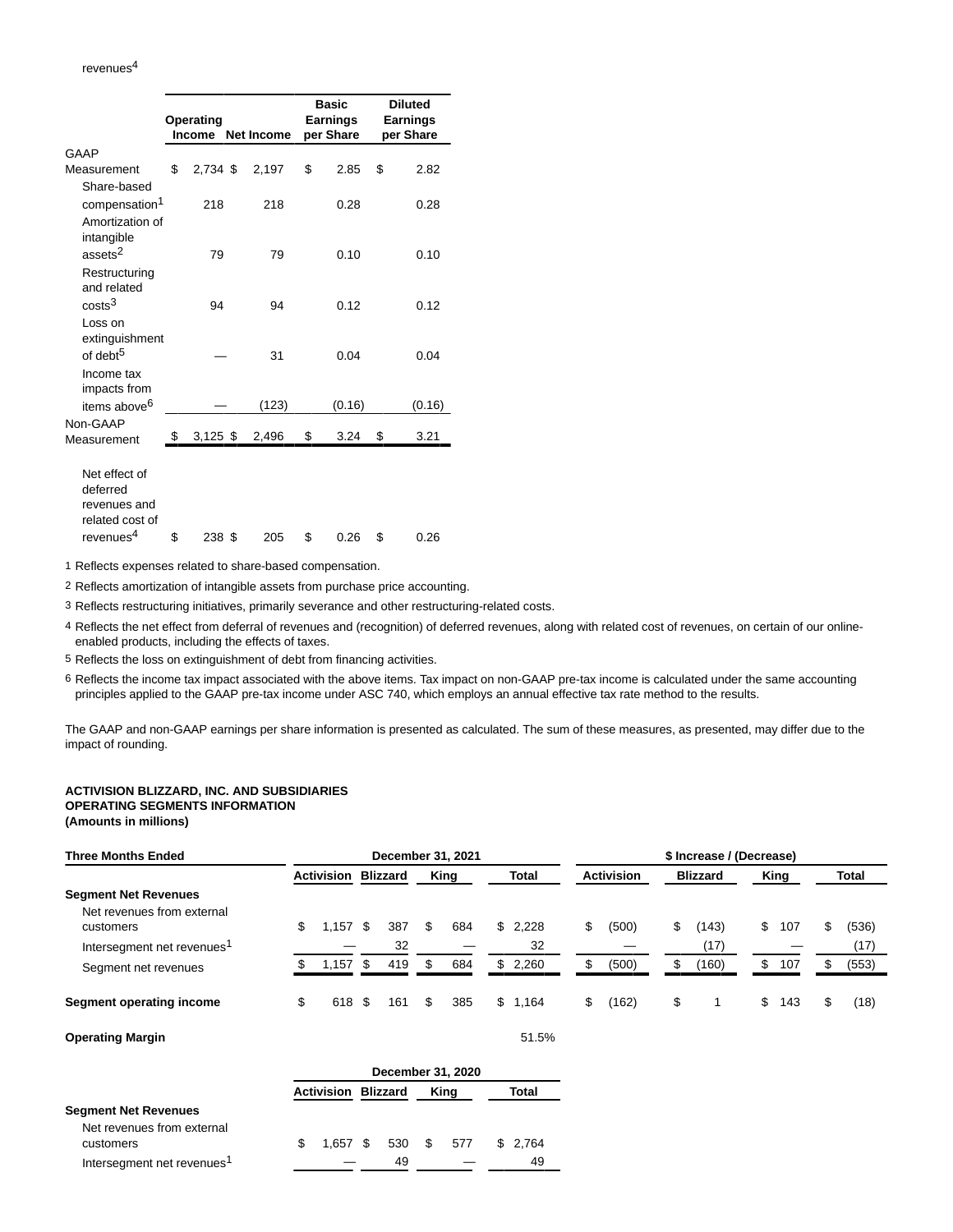revenues[4]

| | Operating Income | Net Income | Basic Earnings per Share | Diluted Earnings per Share |
|---|---|---|---|---|
| GAAP Measurement | $ 2,734 | $ 2,197 | $ 2.85 | $ 2.82 |
| Share-based compensation[1] | 218 | 218 | 0.28 | 0.28 |
| Amortization of intangible assets[2] | 79 | 79 | 0.10 | 0.10 |
| Restructuring and related costs[3] | 94 | 94 | 0.12 | 0.12 |
| Loss on extinguishment of debt[5] | — | 31 | 0.04 | 0.04 |
| Income tax impacts from items above[6] | — | (123) | (0.16) | (0.16) |
| Non-GAAP Measurement | $ 3,125 | $ 2,496 | $ 3.24 | $ 3.21 |
| | | | | |
| Net effect of deferred revenues and related cost of revenues[4] | $ 238 | $ 205 | $ 0.26 | $ 0.26 |

1 Reflects expenses related to share-based compensation.

2 Reflects amortization of intangible assets from purchase price accounting.

3 Reflects restructuring initiatives, primarily severance and other restructuring-related costs.

4 Reflects the net effect from deferral of revenues and (recognition) of deferred revenues, along with related cost of revenues, on certain of our online-enabled products, including the effects of taxes.

5 Reflects the loss on extinguishment of debt from financing activities.

6 Reflects the income tax impact associated with the above items. Tax impact on non-GAAP pre-tax income is calculated under the same accounting principles applied to the GAAP pre-tax income under ASC 740, which employs an annual effective tax rate method to the results.

The GAAP and non-GAAP earnings per share information is presented as calculated. The sum of these measures, as presented, may differ due to the impact of rounding.

**ACTIVISION BLIZZARD, INC. AND SUBSIDIARIES**
**OPERATING SEGMENTS INFORMATION**
**(Amounts in millions)**

| **Three Months Ended** | **December 31, 2021** | | | | **$ Increase / (Decrease)** | | | |
|---|---|---|---|---|---|---|---|---|
| | **Activision** | **Blizzard** | **King** | **Total** | **Activision** | **Blizzard** | **King** | **Total** |
| **Segment Net Revenues** | | | | | | | | |
| Net revenues from external customers | $ 1,157 | $ 387 | $ 684 | $ 2,228 | $ (500) | $ (143) | $ 107 | $ (536) |
| Intersegment net revenues[1] | — | 32 | — | 32 | — | (17) | — | (17) |
| Segment net revenues | $ 1,157 | $ 419 | $ 684 | $ 2,260 | $ (500) | $ (160) | $ 107 | $ (553) |
| | | | | | | | | |
| **Segment operating income** | $ 618 | $ 161 | $ 385 | $ 1,164 | $ (162) | $ 1 | $ 143 | $ (18) |
| | | | | | | | | |
| **Operating Margin** | | | | 51.5% | | | | |

| | **December 31, 2020** | | | |
|---|---|---|---|---|
| | **Activision** | **Blizzard** | **King** | **Total** |
| **Segment Net Revenues** | | | | |
| Net revenues from external customers | $ 1,657 | $ 530 | $ 577 | $ 2,764 |
| Intersegment net revenues[1] | — | 49 | — | 49 |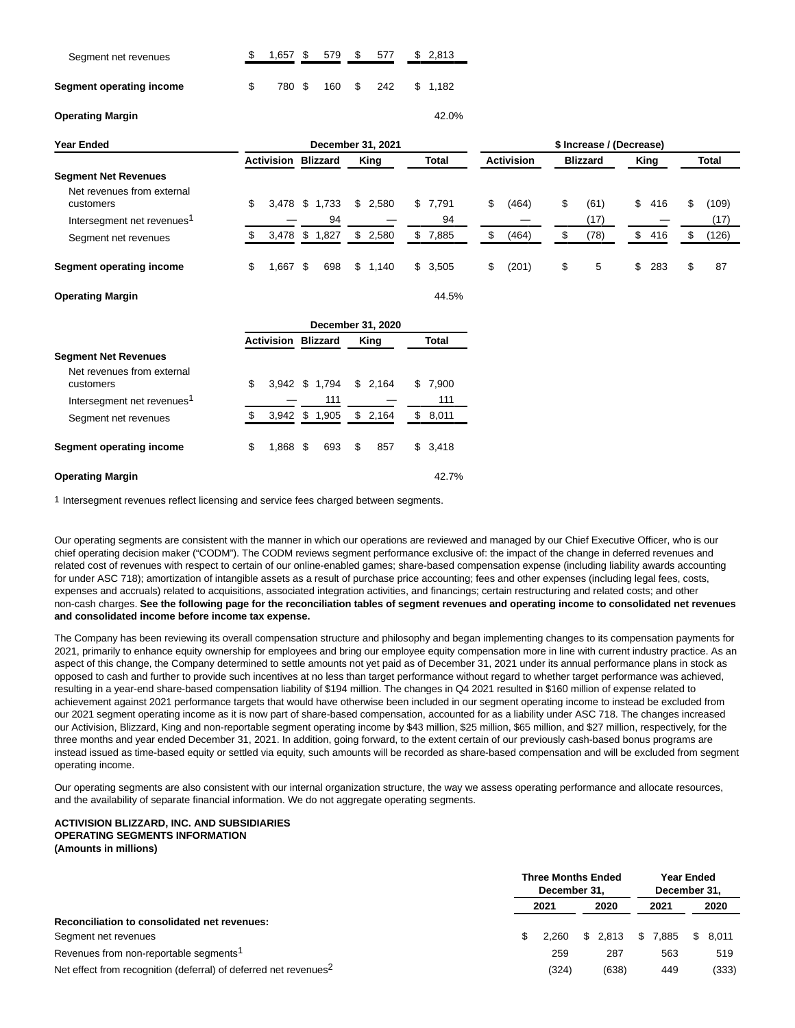| | Activision | Blizzard | King | Total |
|---|---|---|---|---|
| Segment net revenues | $ 1,657 | $ 579 | $ 577 | $ 2,813 |
| **Segment operating income** | $ 780 | $ 160 | $ 242 | $ 1,182 |
| **Operating Margin** | | | | 42.0% |

| **Year Ended** | December 31, 2021 | | | | $ Increase / (Decrease) | | | |
|---|---|---|---|---|---|---|---|---|
| | **Activision** | **Blizzard** | **King** | **Total** | **Activision** | **Blizzard** | **King** | **Total** |
| **Segment Net Revenues** | | | | | | | | |
| Net revenues from external customers | $ 3,478 | $ 1,733 | $ 2,580 | $ 7,791 | $ (464) | $ (61) | $ 416 | $ (109) |
| Intersegment net revenues[1] | — | 94 | — | 94 | — | (17) | — | (17) |
| Segment net revenues | $ 3,478 | $ 1,827 | $ 2,580 | $ 7,885 | $ (464) | $ (78) | $ 416 | $ (126) |
| **Segment operating income** | $ 1,667 | $ 698 | $ 1,140 | $ 3,505 | $ (201) | $ 5 | $ 283 | $ 87 |
| **Operating Margin** | | | | 44.5% | | | | |

| | December 31, 2020 | | | |
|---|---|---|---|---|
| | **Activision** | **Blizzard** | **King** | **Total** |
| **Segment Net Revenues** | | | | |
| Net revenues from external customers | $ 3,942 | $ 1,794 | $ 2,164 | $ 7,900 |
| Intersegment net revenues[1] | — | 111 | — | 111 |
| Segment net revenues | $ 3,942 | $ 1,905 | $ 2,164 | $ 8,011 |
| **Segment operating income** | $ 1,868 | $ 693 | $ 857 | $ 3,418 |
| **Operating Margin** | | | | 42.7% |

1 Intersegment revenues reflect licensing and service fees charged between segments.

Our operating segments are consistent with the manner in which our operations are reviewed and managed by our Chief Executive Officer, who is our chief operating decision maker ("CODM"). The CODM reviews segment performance exclusive of: the impact of the change in deferred revenues and related cost of revenues with respect to certain of our online-enabled games; share-based compensation expense (including liability awards accounting for under ASC 718); amortization of intangible assets as a result of purchase price accounting; fees and other expenses (including legal fees, costs, expenses and accruals) related to acquisitions, associated integration activities, and financings; certain restructuring and related costs; and other non-cash charges. **See the following page for the reconciliation tables of segment revenues and operating income to consolidated net revenues and consolidated income before income tax expense.**

The Company has been reviewing its overall compensation structure and philosophy and began implementing changes to its compensation payments for 2021, primarily to enhance equity ownership for employees and bring our employee equity compensation more in line with current industry practice. As an aspect of this change, the Company determined to settle amounts not yet paid as of December 31, 2021 under its annual performance plans in stock as opposed to cash and further to provide such incentives at no less than target performance without regard to whether target performance was achieved, resulting in a year-end share-based compensation liability of $194 million. The changes in Q4 2021 resulted in $160 million of expense related to achievement against 2021 performance targets that would have otherwise been included in our segment operating income to instead be excluded from our 2021 segment operating income as it is now part of share-based compensation, accounted for as a liability under ASC 718. The changes increased our Activision, Blizzard, King and non-reportable segment operating income by $43 million, $25 million, $65 million, and $27 million, respectively, for the three months and year ended December 31, 2021. In addition, going forward, to the extent certain of our previously cash-based bonus programs are instead issued as time-based equity or settled via equity, such amounts will be recorded as share-based compensation and will be excluded from segment operating income.

Our operating segments are also consistent with our internal organization structure, the way we assess operating performance and allocate resources, and the availability of separate financial information. We do not aggregate operating segments.

**ACTIVISION BLIZZARD, INC. AND SUBSIDIARIES**
**OPERATING SEGMENTS INFORMATION**
**(Amounts in millions)**

| | Three Months Ended December 31, | | Year Ended December 31, | |
|---|---|---|---|---|
| | **2021** | **2020** | **2021** | **2020** |
| **Reconciliation to consolidated net revenues:** | | | | |
| Segment net revenues | $ 2,260 | $ 2,813 | $ 7,885 | $ 8,011 |
| Revenues from non-reportable segments[1] | 259 | 287 | 563 | 519 |
| Net effect from recognition (deferral) of deferred net revenues[2] | (324) | (638) | 449 | (333) |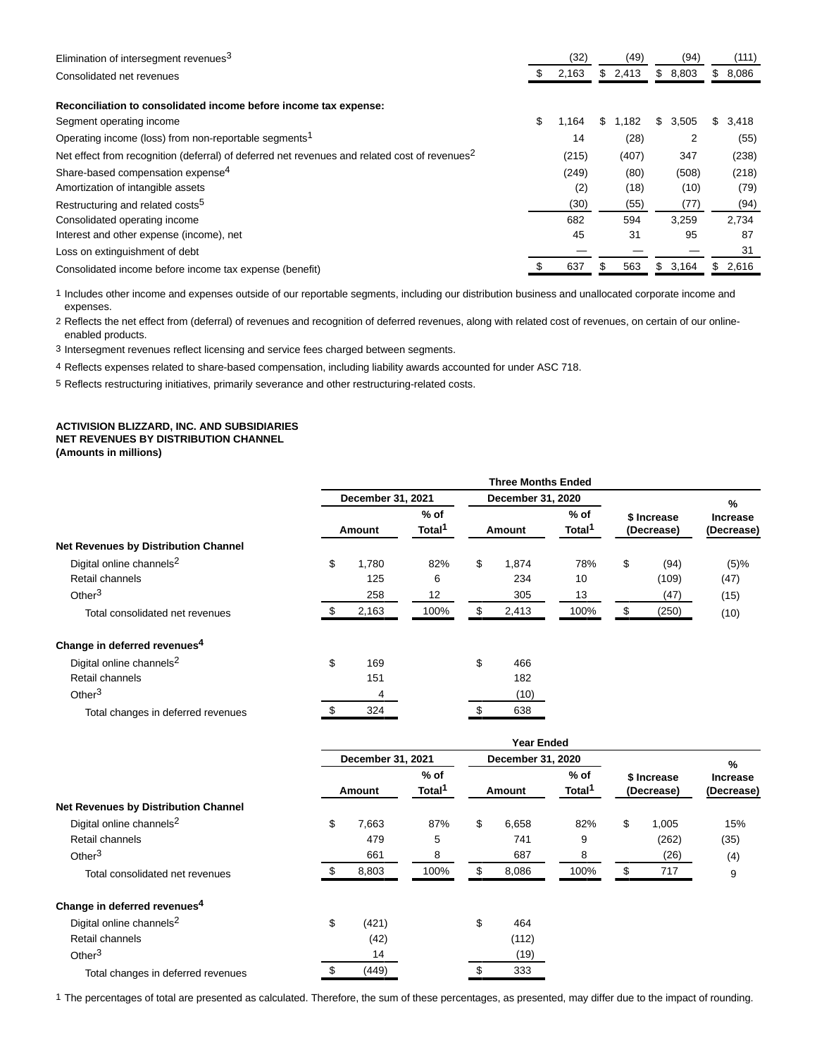| | | | | |
|---|---|---|---|---|
| Elimination of intersegment revenues[3] | (32) | (49) | (94) | (111) |
| Consolidated net revenues | $ 2,163 | $ 2,413 | $ 8,803 | $ 8,086 |
| | | | | |
| **Reconciliation to consolidated income before income tax expense:** | | | | |
| Segment operating income | $ 1,164 | $ 1,182 | $ 3,505 | $ 3,418 |
| Operating income (loss) from non-reportable segments[1] | 14 | (28) | 2 | (55) |
| Net effect from recognition (deferral) of deferred net revenues and related cost of revenues[2] | (215) | (407) | 347 | (238) |
| Share-based compensation expense[4] | (249) | (80) | (508) | (218) |
| Amortization of intangible assets | (2) | (18) | (10) | (79) |
| Restructuring and related costs[5] | (30) | (55) | (77) | (94) |
| Consolidated operating income | 682 | 594 | 3,259 | 2,734 |
| Interest and other expense (income), net | 45 | 31 | 95 | 87 |
| Loss on extinguishment of debt | — | — | — | 31 |
| Consolidated income before income tax expense (benefit) | $ 637 | $ 563 | $ 3,164 | $ 2,616 |

1 Includes other income and expenses outside of our reportable segments, including our distribution business and unallocated corporate income and expenses.

2 Reflects the net effect from (deferral) of revenues and recognition of deferred revenues, along with related cost of revenues, on certain of our online-enabled products.

3 Intersegment revenues reflect licensing and service fees charged between segments.

4 Reflects expenses related to share-based compensation, including liability awards accounted for under ASC 718.

5 Reflects restructuring initiatives, primarily severance and other restructuring-related costs.

**ACTIVISION BLIZZARD, INC. AND SUBSIDIARIES**
**NET REVENUES BY DISTRIBUTION CHANNEL**
**(Amounts in millions)**

| | Three Months Ended | | | | | |
|---|---|---|---|---|---|---|
| | December 31, 2021 | | December 31, 2020 | | | |
| | Amount | % of Total[1] | Amount | % of Total[1] | $ Increase (Decrease) | % Increase (Decrease) |
| **Net Revenues by Distribution Channel** | | | | | | |
| Digital online channels[2] | $ 1,780 | 82% | $ 1,874 | 78% | $ (94) | (5)% |
| Retail channels | 125 | 6 | 234 | 10 | (109) | (47) |
| Other[3] | 258 | 12 | 305 | 13 | (47) | (15) |
| Total consolidated net revenues | $ 2,163 | 100% | $ 2,413 | 100% | $ (250) | (10) |
| | | | | | | |
| **Change in deferred revenues[4]** | | | | | | |
| Digital online channels[2] | $ 169 | | $ 466 | | | |
| Retail channels | 151 | | 182 | | | |
| Other[3] | 4 | | (10) | | | |
| Total changes in deferred revenues | $ 324 | | $ 638 | | | |

| | Year Ended | | | | | |
|---|---|---|---|---|---|---|
| | December 31, 2021 | | December 31, 2020 | | | |
| | Amount | % of Total[1] | Amount | % of Total[1] | $ Increase (Decrease) | % Increase (Decrease) |
| **Net Revenues by Distribution Channel** | | | | | | |
| Digital online channels[2] | $ 7,663 | 87% | $ 6,658 | 82% | $ 1,005 | 15% |
| Retail channels | 479 | 5 | 741 | 9 | (262) | (35) |
| Other[3] | 661 | 8 | 687 | 8 | (26) | (4) |
| Total consolidated net revenues | $ 8,803 | 100% | $ 8,086 | 100% | $ 717 | 9 |
| | | | | | | |
| **Change in deferred revenues[4]** | | | | | | |
| Digital online channels[2] | $ (421) | | $ 464 | | | |
| Retail channels | (42) | | (112) | | | |
| Other[3] | 14 | | (19) | | | |
| Total changes in deferred revenues | $ (449) | | $ 333 | | | |

1 The percentages of total are presented as calculated. Therefore, the sum of these percentages, as presented, may differ due to the impact of rounding.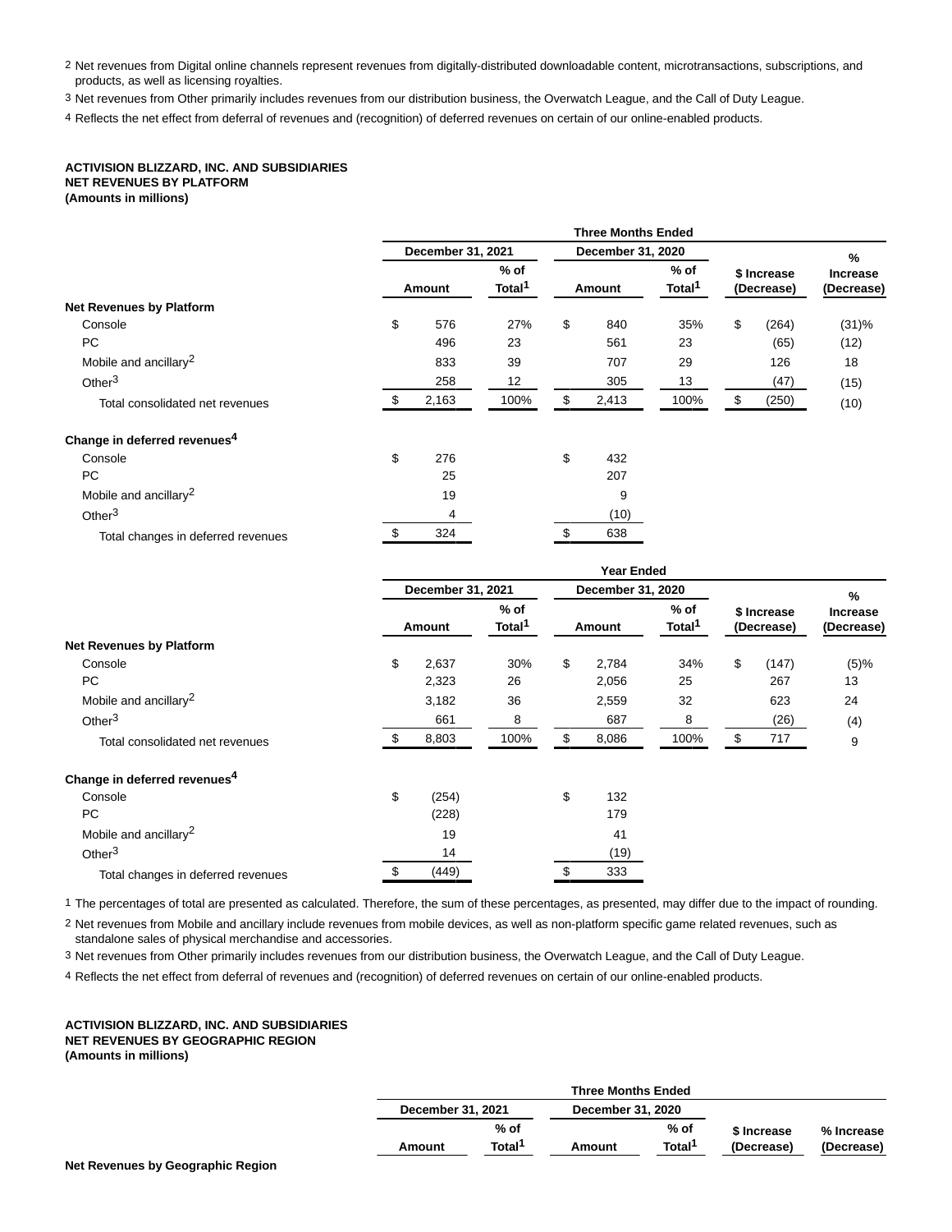2 Net revenues from Digital online channels represent revenues from digitally-distributed downloadable content, microtransactions, subscriptions, and products, as well as licensing royalties.

3 Net revenues from Other primarily includes revenues from our distribution business, the Overwatch League, and the Call of Duty League.

4 Reflects the net effect from deferral of revenues and (recognition) of deferred revenues on certain of our online-enabled products.

**ACTIVISION BLIZZARD, INC. AND SUBSIDIARIES**
**NET REVENUES BY PLATFORM**
**(Amounts in millions)**

| | Three Months Ended | | | | | |
|---|---|---|---|---|---|---|
| | December 31, 2021 | | December 31, 2020 | | | |
| | Amount | % of Total[1] | Amount | % of Total[1] | $ Increase (Decrease) | % Increase (Decrease) |
| **Net Revenues by Platform** | | | | | | |
| Console | $ 576 | 27% | $ 840 | 35% | $ (264) | (31)% |
| PC | 496 | 23 | 561 | 23 | (65) | (12) |
| Mobile and ancillary[2] | 833 | 39 | 707 | 29 | 126 | 18 |
| Other[3] | 258 | 12 | 305 | 13 | (47) | (15) |
| Total consolidated net revenues | $ 2,163 | 100% | $ 2,413 | 100% | $ (250) | (10) |
| **Change in deferred revenues[4]** | | | | | | |
| Console | $ 276 | | $ 432 | | | |
| PC | 25 | | 207 | | | |
| Mobile and ancillary[2] | 19 | | 9 | | | |
| Other[3] | 4 | | (10) | | | |
| Total changes in deferred revenues | $ 324 | | $ 638 | | | |

| | Year Ended | | | | | |
|---|---|---|---|---|---|---|
| | December 31, 2021 | | December 31, 2020 | | | |
| | Amount | % of Total[1] | Amount | % of Total[1] | $ Increase (Decrease) | % Increase (Decrease) |
| **Net Revenues by Platform** | | | | | | |
| Console | $ 2,637 | 30% | $ 2,784 | 34% | $ (147) | (5)% |
| PC | 2,323 | 26 | 2,056 | 25 | 267 | 13 |
| Mobile and ancillary[2] | 3,182 | 36 | 2,559 | 32 | 623 | 24 |
| Other[3] | 661 | 8 | 687 | 8 | (26) | (4) |
| Total consolidated net revenues | $ 8,803 | 100% | $ 8,086 | 100% | $ 717 | 9 |
| **Change in deferred revenues[4]** | | | | | | |
| Console | $ (254) | | $ 132 | | | |
| PC | (228) | | 179 | | | |
| Mobile and ancillary[2] | 19 | | 41 | | | |
| Other[3] | 14 | | (19) | | | |
| Total changes in deferred revenues | $ (449) | | $ 333 | | | |

1 The percentages of total are presented as calculated. Therefore, the sum of these percentages, as presented, may differ due to the impact of rounding.

2 Net revenues from Mobile and ancillary include revenues from mobile devices, as well as non-platform specific game related revenues, such as standalone sales of physical merchandise and accessories.

3 Net revenues from Other primarily includes revenues from our distribution business, the Overwatch League, and the Call of Duty League.

4 Reflects the net effect from deferral of revenues and (recognition) of deferred revenues on certain of our online-enabled products.

**ACTIVISION BLIZZARD, INC. AND SUBSIDIARIES**
**NET REVENUES BY GEOGRAPHIC REGION**
**(Amounts in millions)**

| | Three Months Ended | | | | | |
|---|---|---|---|---|---|---|
| | December 31, 2021 | | December 31, 2020 | | | |
| | Amount | % of Total[1] | Amount | % of Total[1] | $ Increase (Decrease) | % Increase (Decrease) |
| **Net Revenues by Geographic Region** | | | | | | |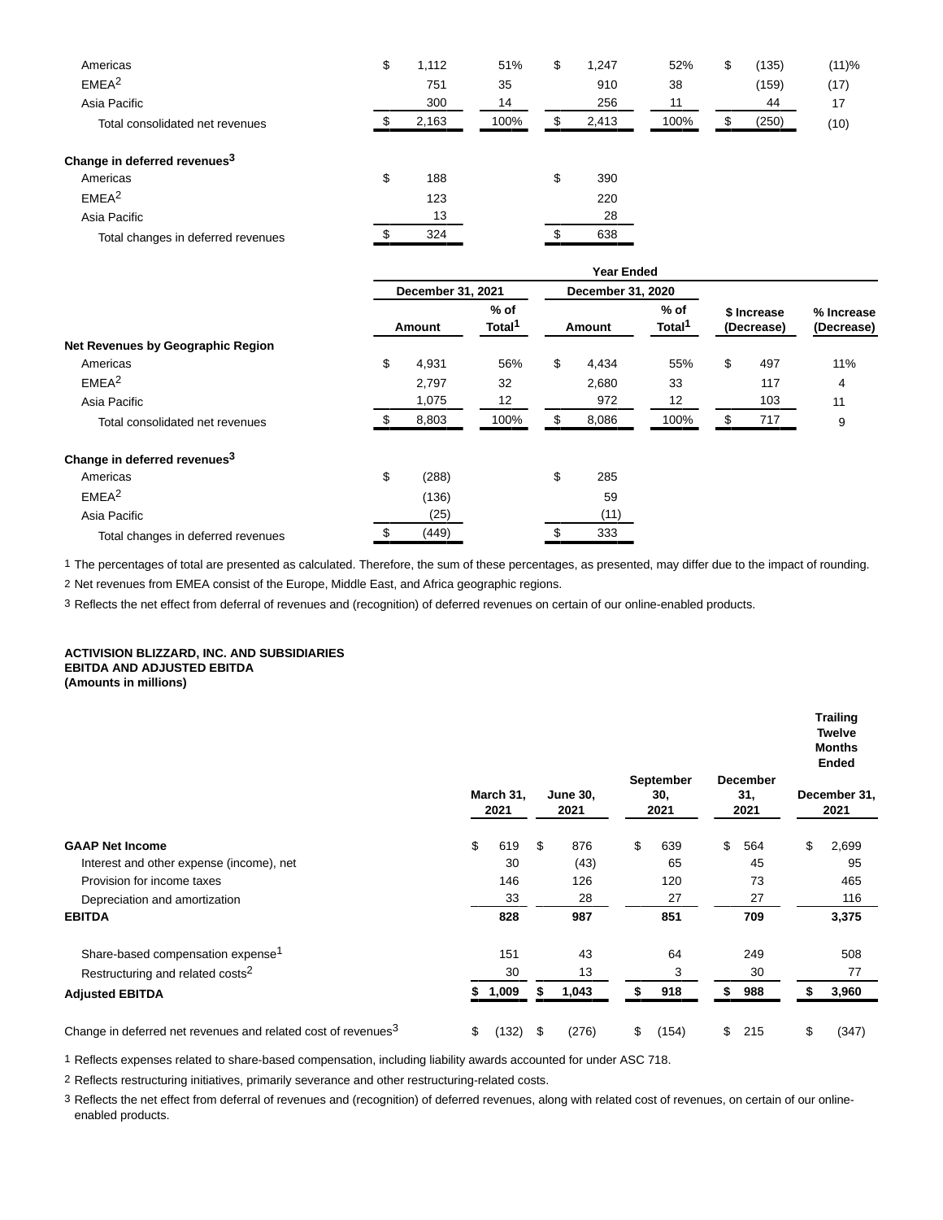| | | | | | |
|---|---|---|---|---|---|
| Americas | $ 1,112 | 51% | $ 1,247 | 52% | $ (135) | (11)% |
| EMEA[2] | 751 | 35 | 910 | 38 | (159) | (17) |
| Asia Pacific | 300 | 14 | 256 | 11 | 44 | 17 |
| Total consolidated net revenues | $ 2,163 | 100% | $ 2,413 | 100% | $ (250) | (10) |
| **Change in deferred revenues[3]** | | | | | | |
| Americas | $ 188 | | $ 390 | | | |
| EMEA[2] | 123 | | 220 | | | |
| Asia Pacific | 13 | | 28 | | | |
| Total changes in deferred revenues | $ 324 | | $ 638 | | | |

| | Year Ended | | | | | |
|---|---|---|---|---|---|---|
| | December 31, 2021 | | December 31, 2020 | | | |
| | Amount | % of Total[1] | Amount | % of Total[1] | $ Increase (Decrease) | % Increase (Decrease) |
| **Net Revenues by Geographic Region** | | | | | | |
| Americas | $ 4,931 | 56% | $ 4,434 | 55% | $ 497 | 11% |
| EMEA[2] | 2,797 | 32 | 2,680 | 33 | 117 | 4 |
| Asia Pacific | 1,075 | 12 | 972 | 12 | 103 | 11 |
| Total consolidated net revenues | $ 8,803 | 100% | $ 8,086 | 100% | $ 717 | 9 |
| **Change in deferred revenues[3]** | | | | | | |
| Americas | $ (288) | | $ 285 | | | |
| EMEA[2] | (136) | | 59 | | | |
| Asia Pacific | (25) | | (11) | | | |
| Total changes in deferred revenues | $ (449) | | $ 333 | | | |

1 The percentages of total are presented as calculated. Therefore, the sum of these percentages, as presented, may differ due to the impact of rounding.

2 Net revenues from EMEA consist of the Europe, Middle East, and Africa geographic regions.

3 Reflects the net effect from deferral of revenues and (recognition) of deferred revenues on certain of our online-enabled products.

**ACTIVISION BLIZZARD, INC. AND SUBSIDIARIES**
**EBITDA AND ADJUSTED EBITDA**
**(Amounts in millions)**

| | March 31, 2021 | June 30, 2021 | September 30, 2021 | December 31, 2021 | Trailing Twelve Months Ended December 31, 2021 |
|---|---|---|---|---|---|
| **GAAP Net Income** | $ 619 | $ 876 | $ 639 | $ 564 | $ 2,699 |
| Interest and other expense (income), net | 30 | (43) | 65 | 45 | 95 |
| Provision for income taxes | 146 | 126 | 120 | 73 | 465 |
| Depreciation and amortization | 33 | 28 | 27 | 27 | 116 |
| **EBITDA** | **828** | **987** | **851** | **709** | **3,375** |
| Share-based compensation expense[1] | 151 | 43 | 64 | 249 | 508 |
| Restructuring and related costs[2] | 30 | 13 | 3 | 30 | 77 |
| **Adjusted EBITDA** | **$ 1,009** | **$ 1,043** | **$ 918** | **$ 988** | **$ 3,960** |
| Change in deferred net revenues and related cost of revenues[3] | $ (132) | $ (276) | $ (154) | $ 215 | $ (347) |

1 Reflects expenses related to share-based compensation, including liability awards accounted for under ASC 718.

2 Reflects restructuring initiatives, primarily severance and other restructuring-related costs.

3 Reflects the net effect from deferral of revenues and (recognition) of deferred revenues, along with related cost of revenues, on certain of our online-enabled products.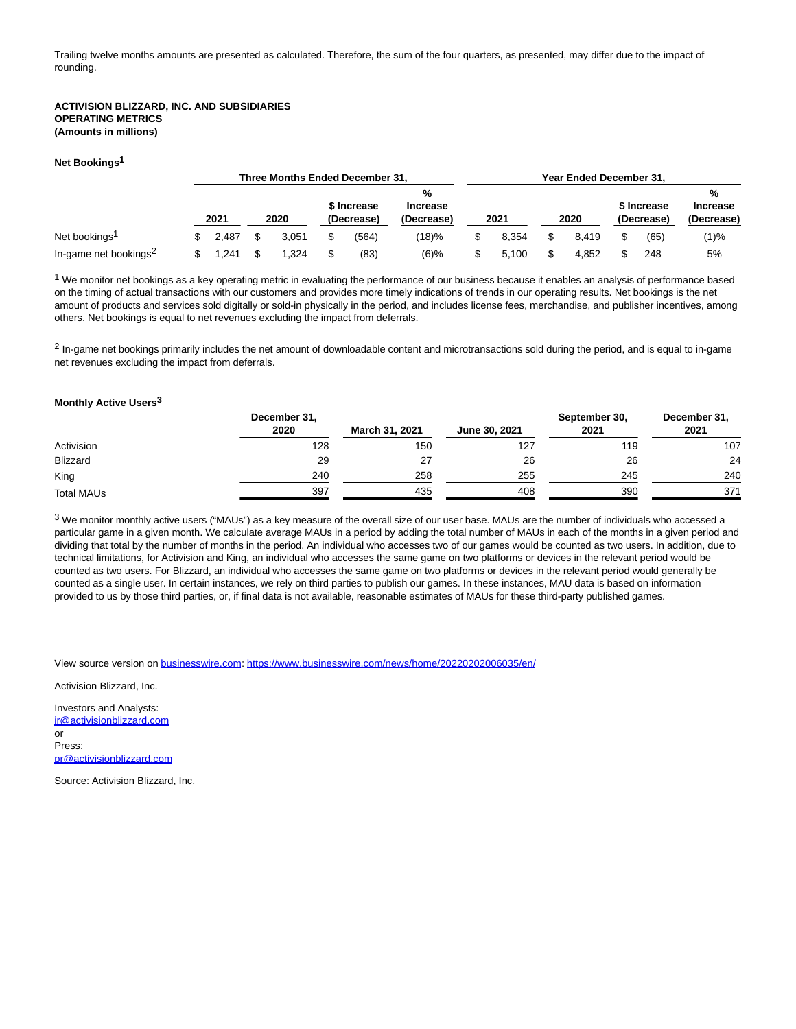Trailing twelve months amounts are presented as calculated. Therefore, the sum of the four quarters, as presented, may differ due to the impact of rounding.

**ACTIVISION BLIZZARD, INC. AND SUBSIDIARIES**
**OPERATING METRICS**
**(Amounts in millions)**

**Net Bookings[1]**

| | Three Months Ended December 31, | | | | Year Ended December 31, | | | |
|---|---|---|---|---|---|---|---|---|
| | 2021 | 2020 | $ Increase (Decrease) | % Increase (Decrease) | 2021 | 2020 | $ Increase (Decrease) | % Increase (Decrease) |
| Net bookings[1] | $ 2,487 | $ 3,051 | $ (564) | (18)% | $ 8,354 | $ 8,419 | $ (65) | (1)% |
| In-game net bookings[2] | $ 1,241 | $ 1,324 | $ (83) | (6)% | $ 5,100 | $ 4,852 | $ 248 | 5% |

[1] We monitor net bookings as a key operating metric in evaluating the performance of our business because it enables an analysis of performance based on the timing of actual transactions with our customers and provides more timely indications of trends in our operating results. Net bookings is the net amount of products and services sold digitally or sold-in physically in the period, and includes license fees, merchandise, and publisher incentives, among others. Net bookings is equal to net revenues excluding the impact from deferrals.

[2] In-game net bookings primarily includes the net amount of downloadable content and microtransactions sold during the period, and is equal to in-game net revenues excluding the impact from deferrals.

**Monthly Active Users[3]**

| | December 31, 2020 | March 31, 2021 | June 30, 2021 | September 30, 2021 | December 31, 2021 |
|---|---|---|---|---|---|
| Activision | 128 | 150 | 127 | 119 | 107 |
| Blizzard | 29 | 27 | 26 | 26 | 24 |
| King | 240 | 258 | 255 | 245 | 240 |
| Total MAUs | 397 | 435 | 408 | 390 | 371 |

[3] We monitor monthly active users ("MAUs") as a key measure of the overall size of our user base. MAUs are the number of individuals who accessed a particular game in a given month. We calculate average MAUs in a period by adding the total number of MAUs in each of the months in a given period and dividing that total by the number of months in the period. An individual who accesses two of our games would be counted as two users. In addition, due to technical limitations, for Activision and King, an individual who accesses the same game on two platforms or devices in the relevant period would be counted as two users. For Blizzard, an individual who accesses the same game on two platforms or devices in the relevant period would generally be counted as a single user. In certain instances, we rely on third parties to publish our games. In these instances, MAU data is based on information provided to us by those third parties, or, if final data is not available, reasonable estimates of MAUs for these third-party published games.

View source version on businesswire.com: https://www.businesswire.com/news/home/20220202006035/en/

Activision Blizzard, Inc.

Investors and Analysts:
ir@activisionblizzard.com
or
Press:
pr@activisionblizzard.com

Source: Activision Blizzard, Inc.